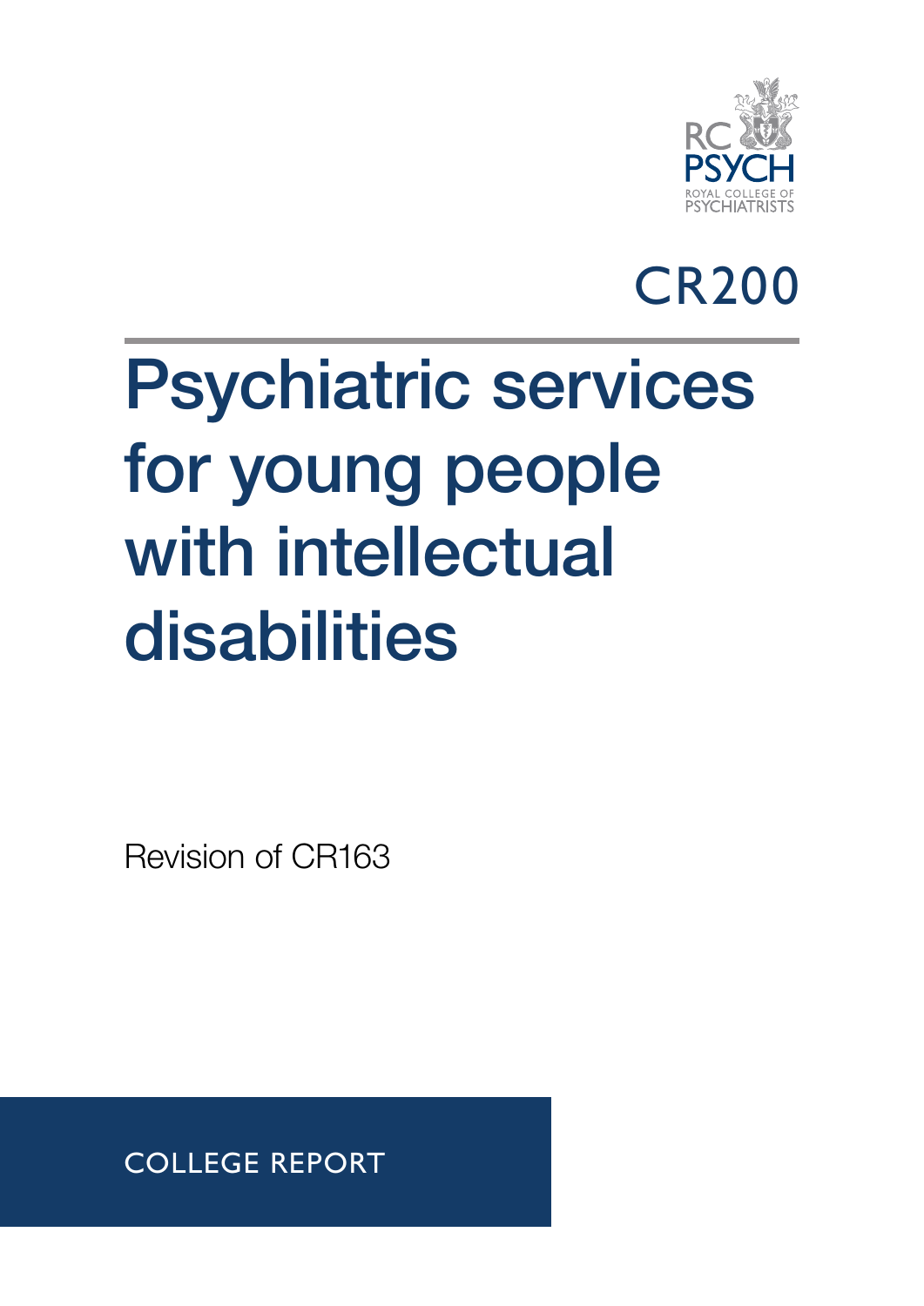RC PSYCH
ROYAL COLLEGE OF PSYCHIATRISTS

CR200

# Psychiatric services for young people with intellectual disabilities

Revision of CR163

COLLEGE REPORT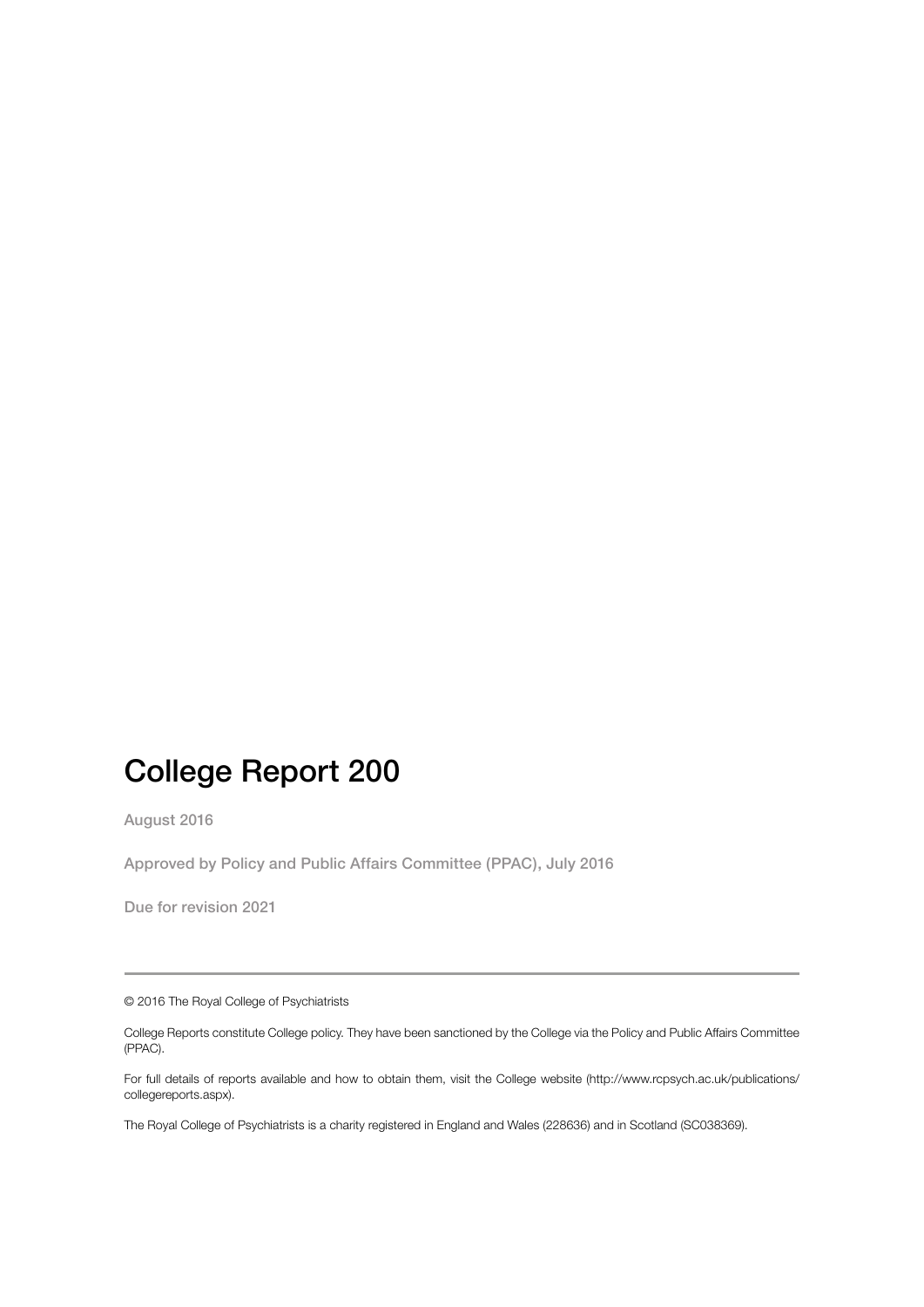# College Report 200

August 2016

Approved by Policy and Public Affairs Committee (PPAC), July 2016

Due for revision 2021

---

© 2016 The Royal College of Psychiatrists

College Reports constitute College policy. They have been sanctioned by the College via the Policy and Public Affairs Committee (PPAC).

For full details of reports available and how to obtain them, visit the College website (http://www.rcpsych.ac.uk/publications/collegereports.aspx).

The Royal College of Psychiatrists is a charity registered in England and Wales (228636) and in Scotland (SC038369).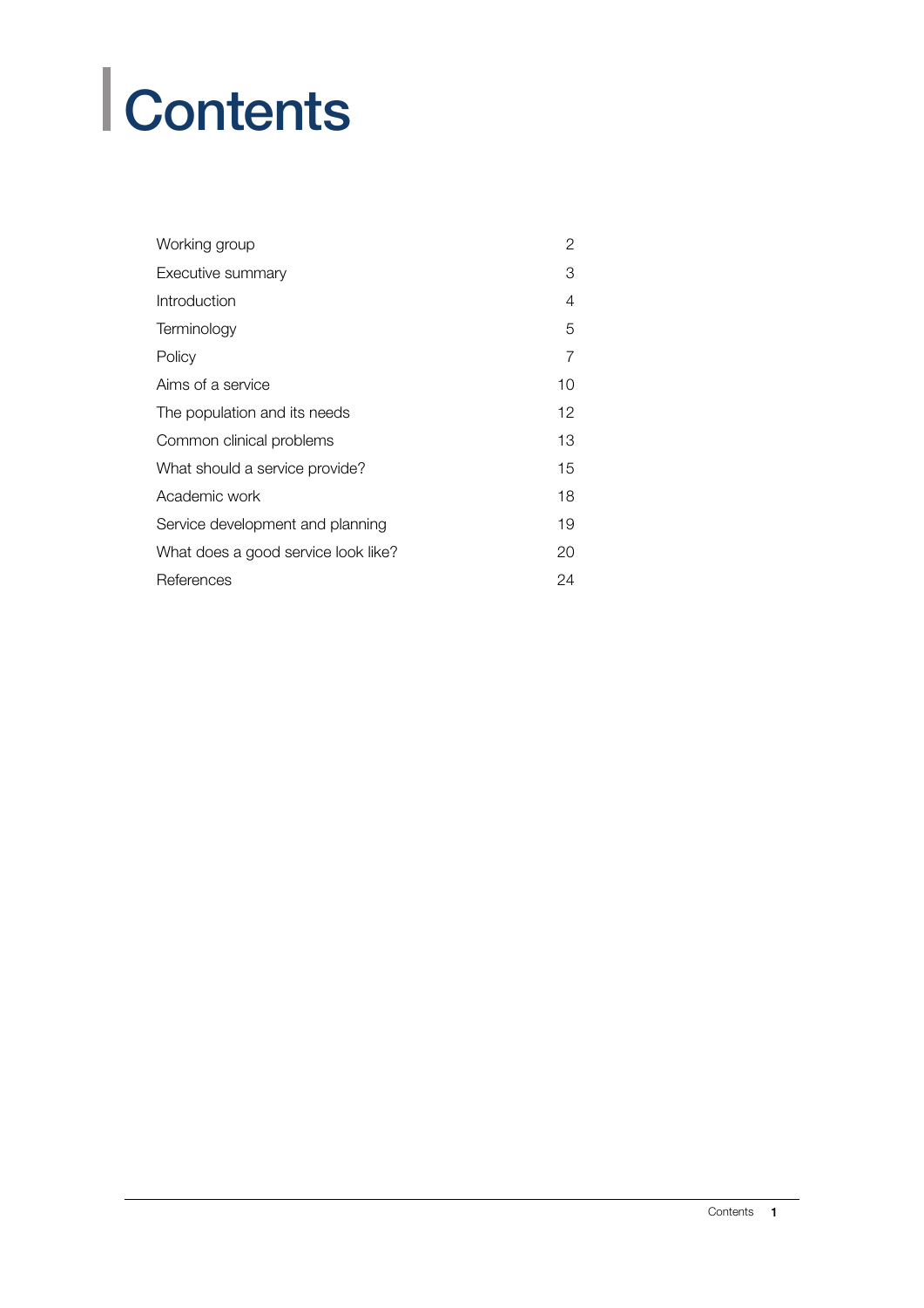# Contents

| | |
|---|---|
| Working group | 2 |
| Executive summary | 3 |
| Introduction | 4 |
| Terminology | 5 |
| Policy | 7 |
| Aims of a service | 10 |
| The population and its needs | 12 |
| Common clinical problems | 13 |
| What should a service provide? | 15 |
| Academic work | 18 |
| Service development and planning | 19 |
| What does a good service look like? | 20 |
| References | 24 |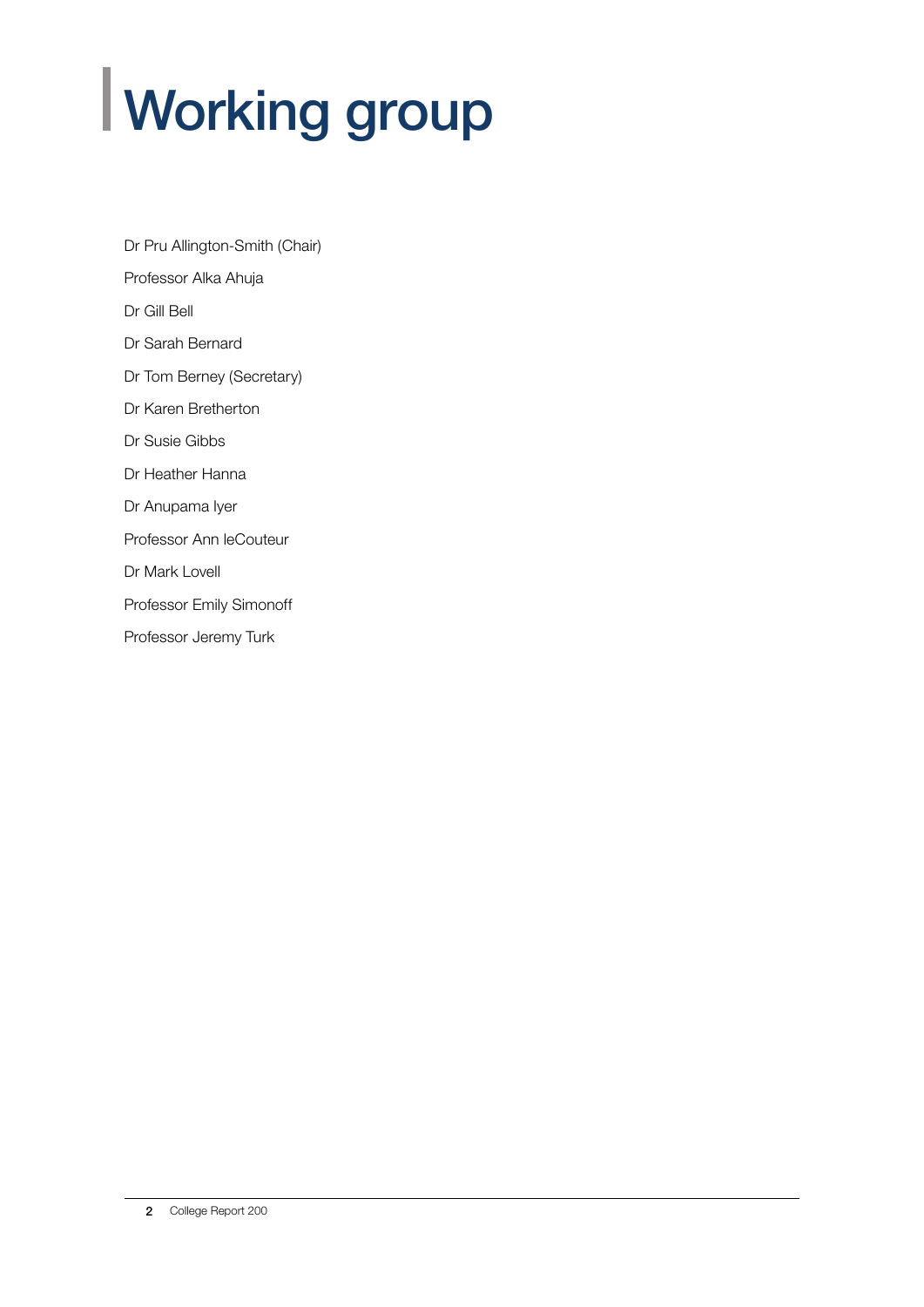# Working group

Dr Pru Allington-Smith (Chair)

Professor Alka Ahuja

Dr Gill Bell

Dr Sarah Bernard

Dr Tom Berney (Secretary)

Dr Karen Bretherton

Dr Susie Gibbs

Dr Heather Hanna

Dr Anupama Iyer

Professor Ann leCouteur

Dr Mark Lovell

Professor Emily Simonoff

Professor Jeremy Turk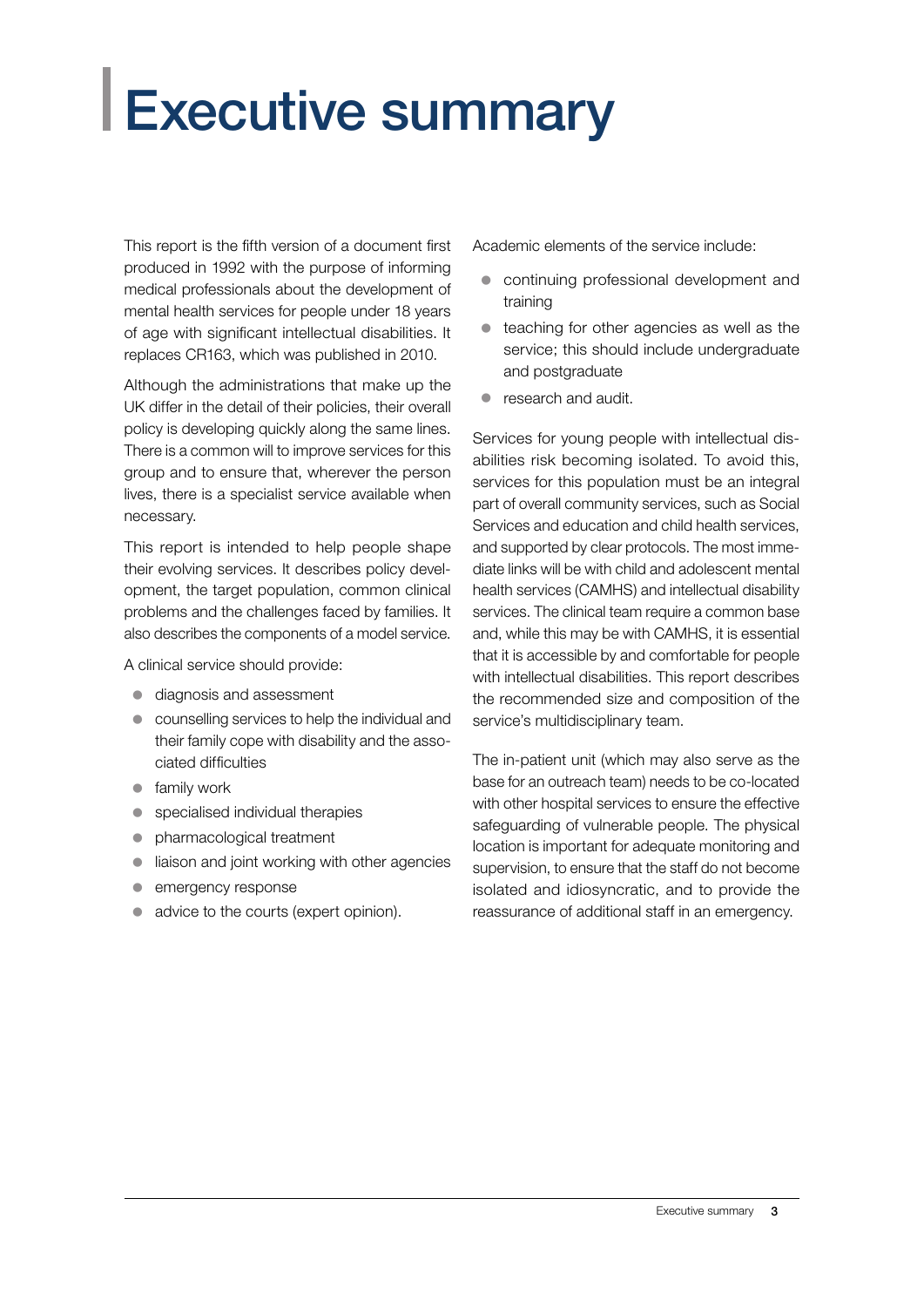# Executive summary

This report is the fifth version of a document first produced in 1992 with the purpose of informing medical professionals about the development of mental health services for people under 18 years of age with significant intellectual disabilities. It replaces CR163, which was published in 2010.

Although the administrations that make up the UK differ in the detail of their policies, their overall policy is developing quickly along the same lines. There is a common will to improve services for this group and to ensure that, wherever the person lives, there is a specialist service available when necessary.

This report is intended to help people shape their evolving services. It describes policy development, the target population, common clinical problems and the challenges faced by families. It also describes the components of a model service.

A clinical service should provide:

- diagnosis and assessment
- counselling services to help the individual and their family cope with disability and the associated difficulties
- family work
- specialised individual therapies
- pharmacological treatment
- liaison and joint working with other agencies
- emergency response
- advice to the courts (expert opinion).

Academic elements of the service include:

- continuing professional development and training
- teaching for other agencies as well as the service; this should include undergraduate and postgraduate
- research and audit.

Services for young people with intellectual disabilities risk becoming isolated. To avoid this, services for this population must be an integral part of overall community services, such as Social Services and education and child health services, and supported by clear protocols. The most immediate links will be with child and adolescent mental health services (CAMHS) and intellectual disability services. The clinical team require a common base and, while this may be with CAMHS, it is essential that it is accessible by and comfortable for people with intellectual disabilities. This report describes the recommended size and composition of the service's multidisciplinary team.

The in-patient unit (which may also serve as the base for an outreach team) needs to be co-located with other hospital services to ensure the effective safeguarding of vulnerable people. The physical location is important for adequate monitoring and supervision, to ensure that the staff do not become isolated and idiosyncratic, and to provide the reassurance of additional staff in an emergency.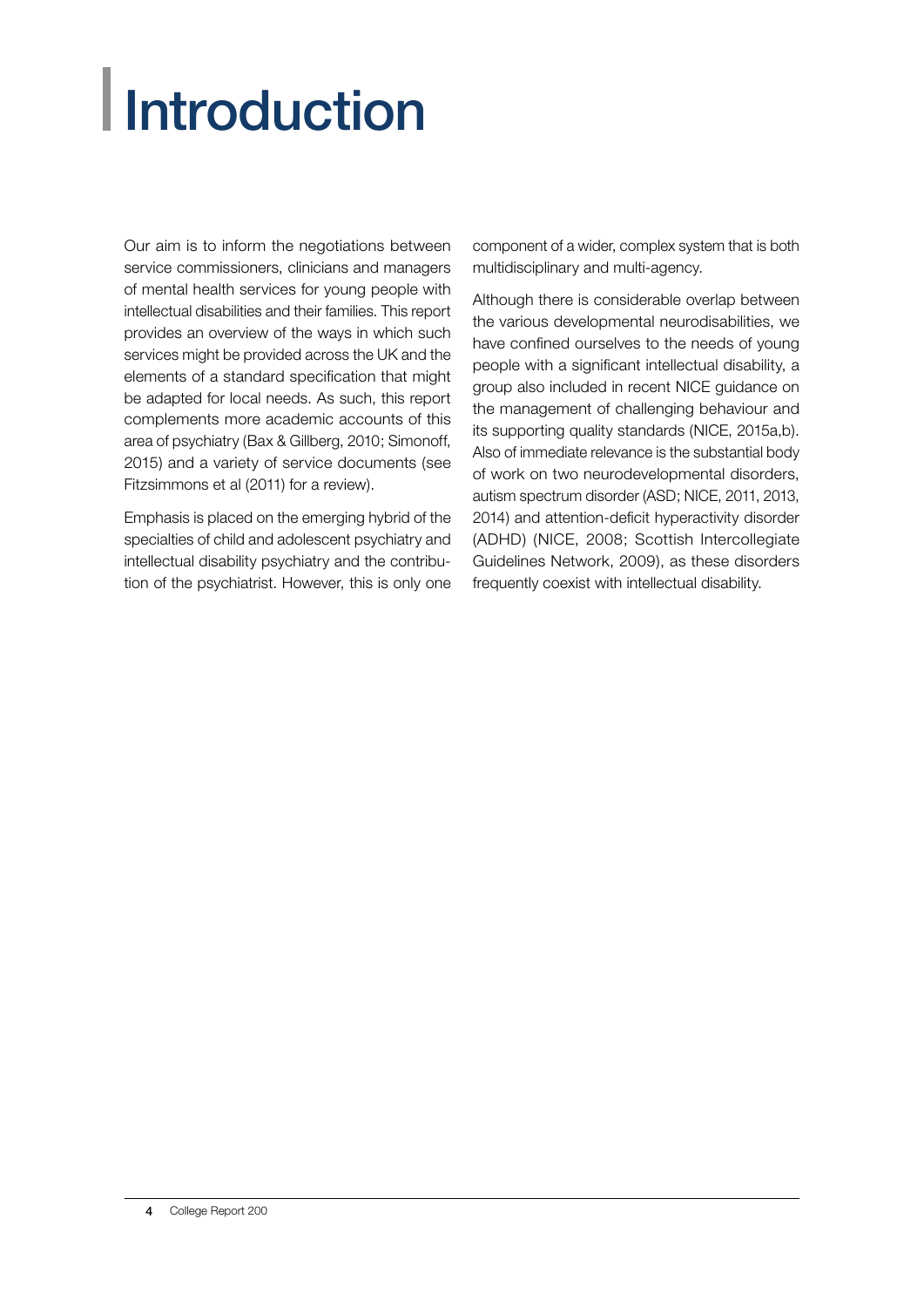# Introduction

Our aim is to inform the negotiations between service commissioners, clinicians and managers of mental health services for young people with intellectual disabilities and their families. This report provides an overview of the ways in which such services might be provided across the UK and the elements of a standard specification that might be adapted for local needs. As such, this report complements more academic accounts of this area of psychiatry (Bax & Gillberg, 2010; Simonoff, 2015) and a variety of service documents (see Fitzsimmons et al (2011) for a review).

Emphasis is placed on the emerging hybrid of the specialties of child and adolescent psychiatry and intellectual disability psychiatry and the contribution of the psychiatrist. However, this is only one component of a wider, complex system that is both multidisciplinary and multi-agency.

Although there is considerable overlap between the various developmental neurodisabilities, we have confined ourselves to the needs of young people with a significant intellectual disability, a group also included in recent NICE guidance on the management of challenging behaviour and its supporting quality standards (NICE, 2015a,b). Also of immediate relevance is the substantial body of work on two neurodevelopmental disorders, autism spectrum disorder (ASD; NICE, 2011, 2013, 2014) and attention-deficit hyperactivity disorder (ADHD) (NICE, 2008; Scottish Intercollegiate Guidelines Network, 2009), as these disorders frequently coexist with intellectual disability.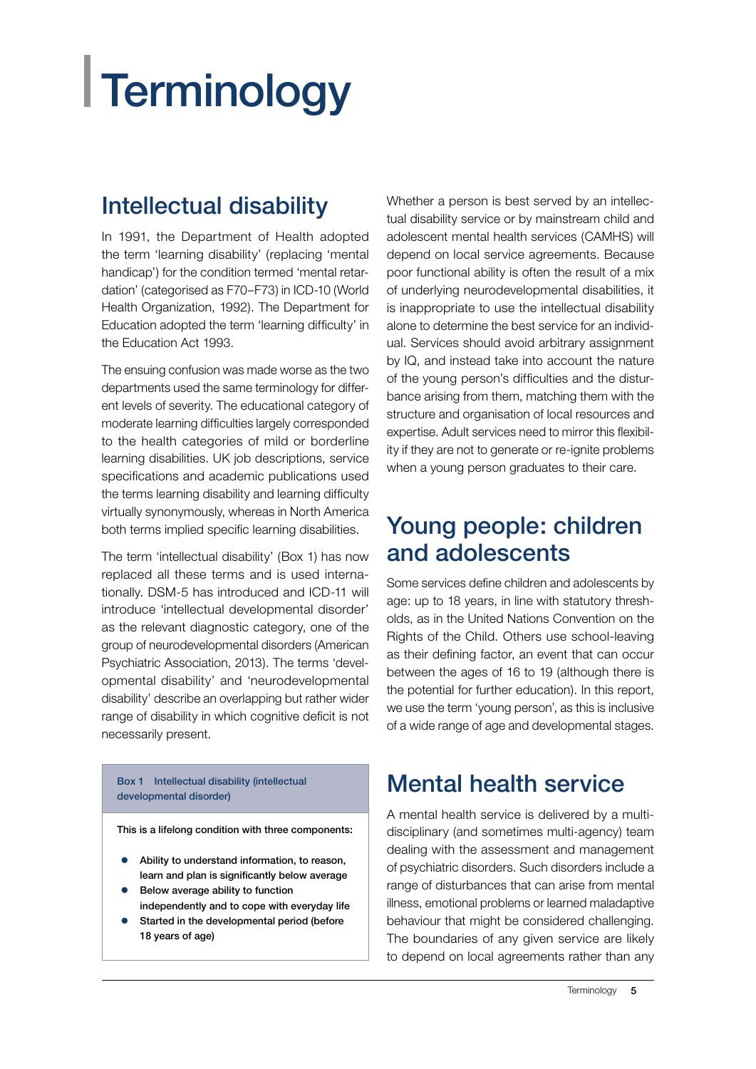# Terminology

## Intellectual disability

In 1991, the Department of Health adopted the term 'learning disability' (replacing 'mental handicap') for the condition termed 'mental retardation' (categorised as F70–F73) in ICD-10 (World Health Organization, 1992). The Department for Education adopted the term 'learning difficulty' in the Education Act 1993.

The ensuing confusion was made worse as the two departments used the same terminology for different levels of severity. The educational category of moderate learning difficulties largely corresponded to the health categories of mild or borderline learning disabilities. UK job descriptions, service specifications and academic publications used the terms learning disability and learning difficulty virtually synonymously, whereas in North America both terms implied specific learning disabilities.

The term 'intellectual disability' (Box 1) has now replaced all these terms and is used internationally. DSM-5 has introduced and ICD-11 will introduce 'intellectual developmental disorder' as the relevant diagnostic category, one of the group of neurodevelopmental disorders (American Psychiatric Association, 2013). The terms 'developmental disability' and 'neurodevelopmental disability' describe an overlapping but rather wider range of disability in which cognitive deficit is not necessarily present.

**Box 1 Intellectual disability (intellectual developmental disorder)**

**This is a lifelong condition with three components:**

- **Ability to understand information, to reason, learn and plan is significantly below average**
- **Below average ability to function independently and to cope with everyday life**
- **Started in the developmental period (before 18 years of age)**

Whether a person is best served by an intellectual disability service or by mainstream child and adolescent mental health services (CAMHS) will depend on local service agreements. Because poor functional ability is often the result of a mix of underlying neurodevelopmental disabilities, it is inappropriate to use the intellectual disability alone to determine the best service for an individual. Services should avoid arbitrary assignment by IQ, and instead take into account the nature of the young person's difficulties and the disturbance arising from them, matching them with the structure and organisation of local resources and expertise. Adult services need to mirror this flexibility if they are not to generate or re-ignite problems when a young person graduates to their care.

## Young people: children and adolescents

Some services define children and adolescents by age: up to 18 years, in line with statutory thresholds, as in the United Nations Convention on the Rights of the Child. Others use school-leaving as their defining factor, an event that can occur between the ages of 16 to 19 (although there is the potential for further education). In this report, we use the term 'young person', as this is inclusive of a wide range of age and developmental stages.

## Mental health service

A mental health service is delivered by a multidisciplinary (and sometimes multi-agency) team dealing with the assessment and management of psychiatric disorders. Such disorders include a range of disturbances that can arise from mental illness, emotional problems or learned maladaptive behaviour that might be considered challenging. The boundaries of any given service are likely to depend on local agreements rather than any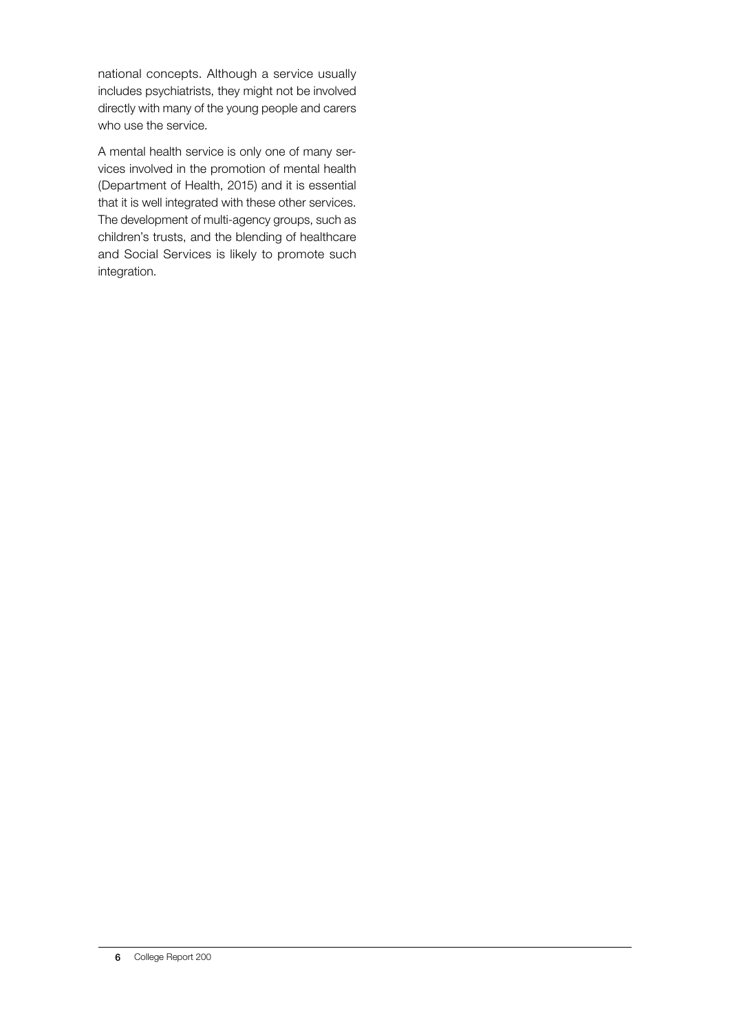national concepts. Although a service usually includes psychiatrists, they might not be involved directly with many of the young people and carers who use the service.

A mental health service is only one of many services involved in the promotion of mental health (Department of Health, 2015) and it is essential that it is well integrated with these other services. The development of multi-agency groups, such as children's trusts, and the blending of healthcare and Social Services is likely to promote such integration.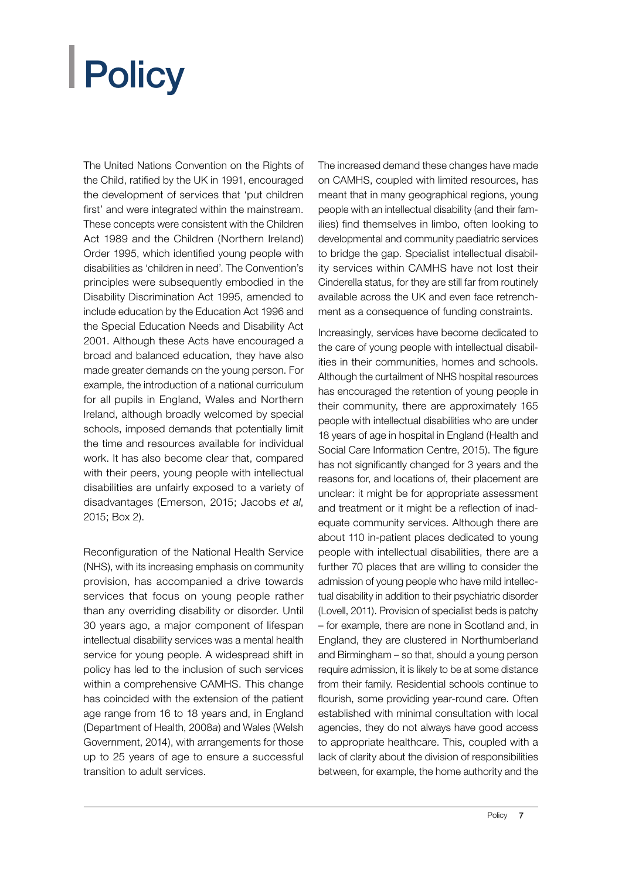# Policy

The United Nations Convention on the Rights of the Child, ratified by the UK in 1991, encouraged the development of services that 'put children first' and were integrated within the mainstream. These concepts were consistent with the Children Act 1989 and the Children (Northern Ireland) Order 1995, which identified young people with disabilities as 'children in need'. The Convention's principles were subsequently embodied in the Disability Discrimination Act 1995, amended to include education by the Education Act 1996 and the Special Education Needs and Disability Act 2001. Although these Acts have encouraged a broad and balanced education, they have also made greater demands on the young person. For example, the introduction of a national curriculum for all pupils in England, Wales and Northern Ireland, although broadly welcomed by special schools, imposed demands that potentially limit the time and resources available for individual work. It has also become clear that, compared with their peers, young people with intellectual disabilities are unfairly exposed to a variety of disadvantages (Emerson, 2015; Jacobs *et al*, 2015; Box 2).

Reconfiguration of the National Health Service (NHS), with its increasing emphasis on community provision, has accompanied a drive towards services that focus on young people rather than any overriding disability or disorder. Until 30 years ago, a major component of lifespan intellectual disability services was a mental health service for young people. A widespread shift in policy has led to the inclusion of such services within a comprehensive CAMHS. This change has coincided with the extension of the patient age range from 16 to 18 years and, in England (Department of Health, 2008*a*) and Wales (Welsh Government, 2014), with arrangements for those up to 25 years of age to ensure a successful transition to adult services.

The increased demand these changes have made on CAMHS, coupled with limited resources, has meant that in many geographical regions, young people with an intellectual disability (and their families) find themselves in limbo, often looking to developmental and community paediatric services to bridge the gap. Specialist intellectual disability services within CAMHS have not lost their Cinderella status, for they are still far from routinely available across the UK and even face retrenchment as a consequence of funding constraints.

Increasingly, services have become dedicated to the care of young people with intellectual disabilities in their communities, homes and schools. Although the curtailment of NHS hospital resources has encouraged the retention of young people in their community, there are approximately 165 people with intellectual disabilities who are under 18 years of age in hospital in England (Health and Social Care Information Centre, 2015). The figure has not significantly changed for 3 years and the reasons for, and locations of, their placement are unclear: it might be for appropriate assessment and treatment or it might be a reflection of inadequate community services. Although there are about 110 in-patient places dedicated to young people with intellectual disabilities, there are a further 70 places that are willing to consider the admission of young people who have mild intellectual disability in addition to their psychiatric disorder (Lovell, 2011). Provision of specialist beds is patchy – for example, there are none in Scotland and, in England, they are clustered in Northumberland and Birmingham – so that, should a young person require admission, it is likely to be at some distance from their family. Residential schools continue to flourish, some providing year-round care. Often established with minimal consultation with local agencies, they do not always have good access to appropriate healthcare. This, coupled with a lack of clarity about the division of responsibilities between, for example, the home authority and the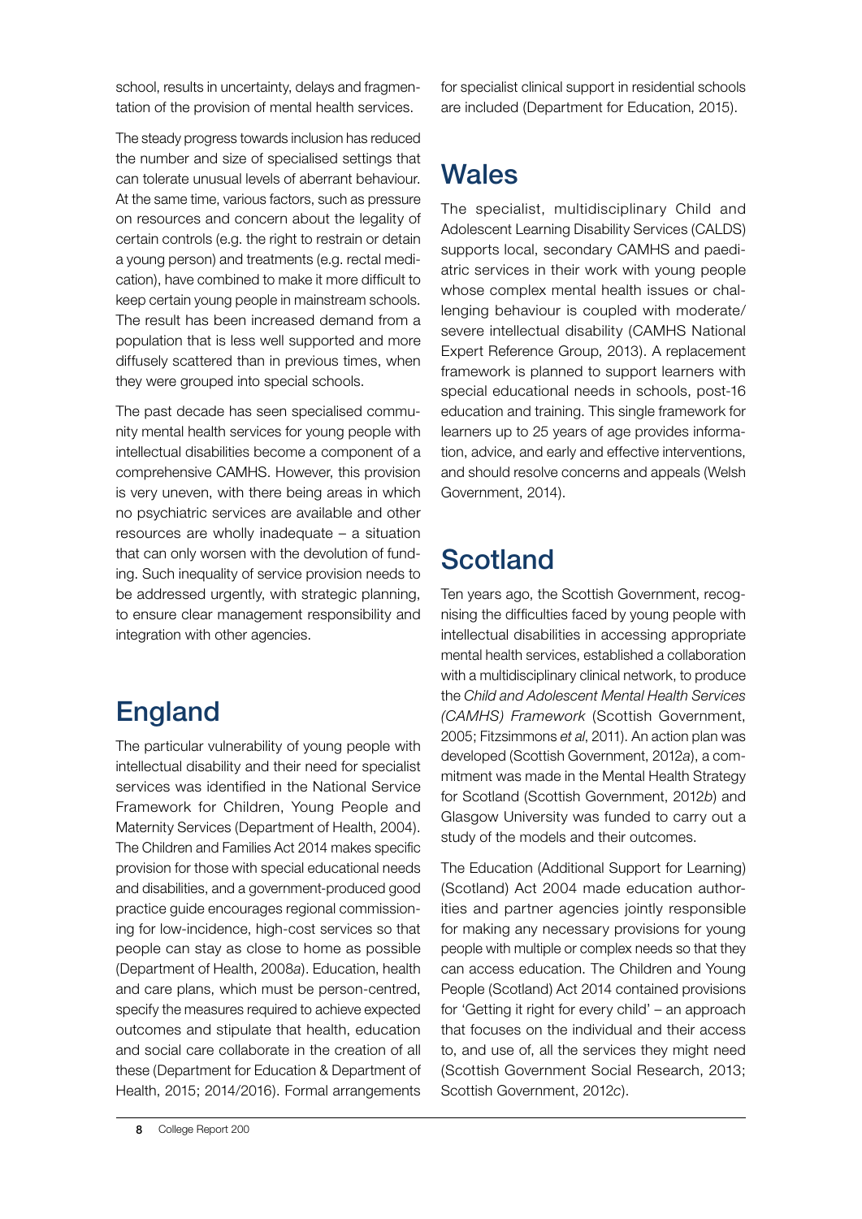school, results in uncertainty, delays and fragmentation of the provision of mental health services.

The steady progress towards inclusion has reduced the number and size of specialised settings that can tolerate unusual levels of aberrant behaviour. At the same time, various factors, such as pressure on resources and concern about the legality of certain controls (e.g. the right to restrain or detain a young person) and treatments (e.g. rectal medication), have combined to make it more difficult to keep certain young people in mainstream schools. The result has been increased demand from a population that is less well supported and more diffusely scattered than in previous times, when they were grouped into special schools.

The past decade has seen specialised community mental health services for young people with intellectual disabilities become a component of a comprehensive CAMHS. However, this provision is very uneven, with there being areas in which no psychiatric services are available and other resources are wholly inadequate – a situation that can only worsen with the devolution of funding. Such inequality of service provision needs to be addressed urgently, with strategic planning, to ensure clear management responsibility and integration with other agencies.

## England

The particular vulnerability of young people with intellectual disability and their need for specialist services was identified in the National Service Framework for Children, Young People and Maternity Services (Department of Health, 2004). The Children and Families Act 2014 makes specific provision for those with special educational needs and disabilities, and a government-produced good practice guide encourages regional commissioning for low-incidence, high-cost services so that people can stay as close to home as possible (Department of Health, 2008*a*). Education, health and care plans, which must be person-centred, specify the measures required to achieve expected outcomes and stipulate that health, education and social care collaborate in the creation of all these (Department for Education & Department of Health, 2015; 2014/2016). Formal arrangements for specialist clinical support in residential schools are included (Department for Education, 2015).

## Wales

The specialist, multidisciplinary Child and Adolescent Learning Disability Services (CALDS) supports local, secondary CAMHS and paediatric services in their work with young people whose complex mental health issues or challenging behaviour is coupled with moderate/severe intellectual disability (CAMHS National Expert Reference Group, 2013). A replacement framework is planned to support learners with special educational needs in schools, post-16 education and training. This single framework for learners up to 25 years of age provides information, advice, and early and effective interventions, and should resolve concerns and appeals (Welsh Government, 2014).

## Scotland

Ten years ago, the Scottish Government, recognising the difficulties faced by young people with intellectual disabilities in accessing appropriate mental health services, established a collaboration with a multidisciplinary clinical network, to produce the *Child and Adolescent Mental Health Services (CAMHS) Framework* (Scottish Government, 2005; Fitzsimmons *et al*, 2011). An action plan was developed (Scottish Government, 2012*a*), a commitment was made in the Mental Health Strategy for Scotland (Scottish Government, 2012*b*) and Glasgow University was funded to carry out a study of the models and their outcomes.

The Education (Additional Support for Learning) (Scotland) Act 2004 made education authorities and partner agencies jointly responsible for making any necessary provisions for young people with multiple or complex needs so that they can access education. The Children and Young People (Scotland) Act 2014 contained provisions for 'Getting it right for every child' – an approach that focuses on the individual and their access to, and use of, all the services they might need (Scottish Government Social Research, 2013; Scottish Government, 2012*c*).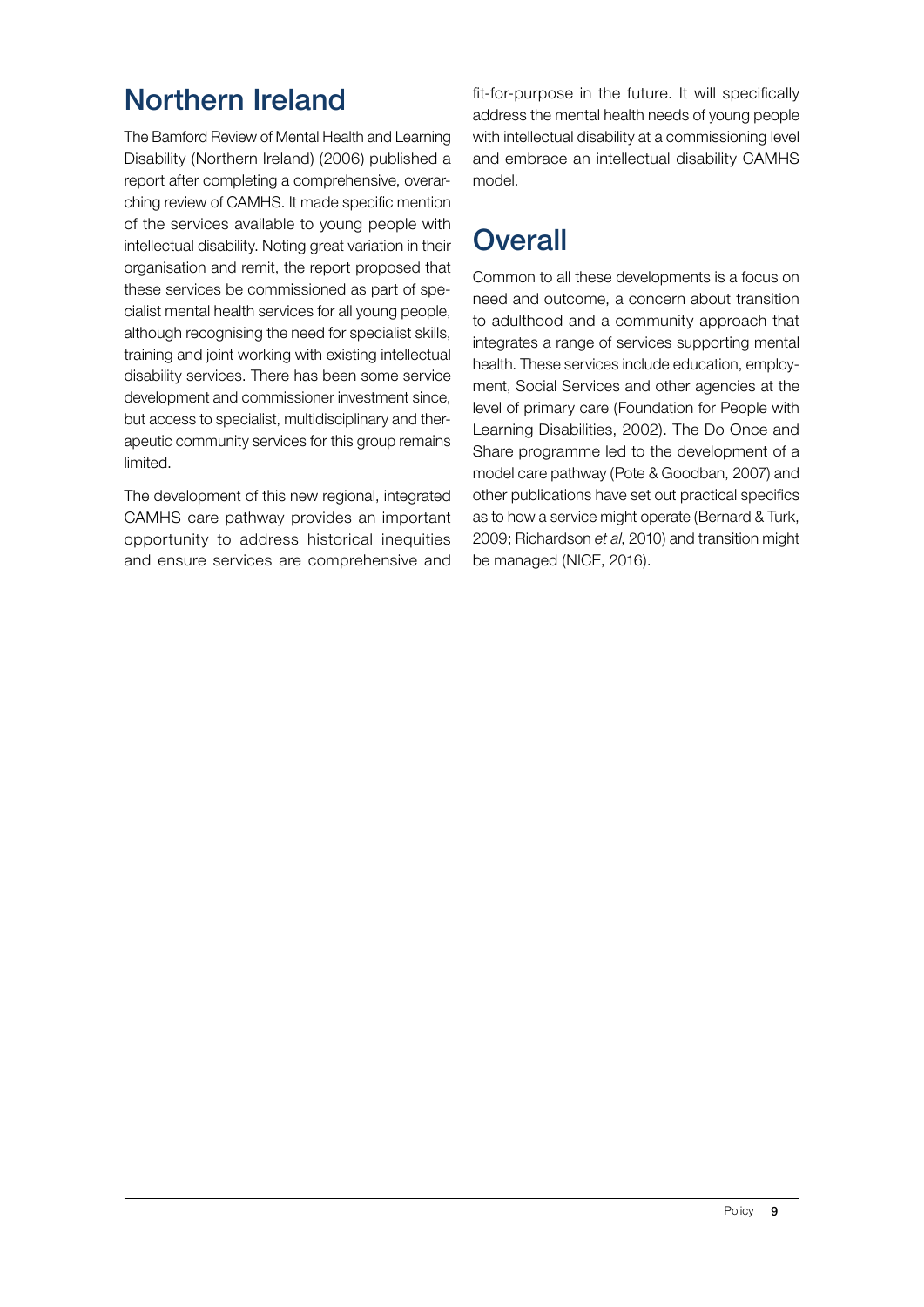## Northern Ireland

The Bamford Review of Mental Health and Learning Disability (Northern Ireland) (2006) published a report after completing a comprehensive, overarching review of CAMHS. It made specific mention of the services available to young people with intellectual disability. Noting great variation in their organisation and remit, the report proposed that these services be commissioned as part of specialist mental health services for all young people, although recognising the need for specialist skills, training and joint working with existing intellectual disability services. There has been some service development and commissioner investment since, but access to specialist, multidisciplinary and therapeutic community services for this group remains limited.

The development of this new regional, integrated CAMHS care pathway provides an important opportunity to address historical inequities and ensure services are comprehensive and fit-for-purpose in the future. It will specifically address the mental health needs of young people with intellectual disability at a commissioning level and embrace an intellectual disability CAMHS model.

## Overall

Common to all these developments is a focus on need and outcome, a concern about transition to adulthood and a community approach that integrates a range of services supporting mental health. These services include education, employment, Social Services and other agencies at the level of primary care (Foundation for People with Learning Disabilities, 2002). The Do Once and Share programme led to the development of a model care pathway (Pote & Goodban, 2007) and other publications have set out practical specifics as to how a service might operate (Bernard & Turk, 2009; Richardson *et al*, 2010) and transition might be managed (NICE, 2016).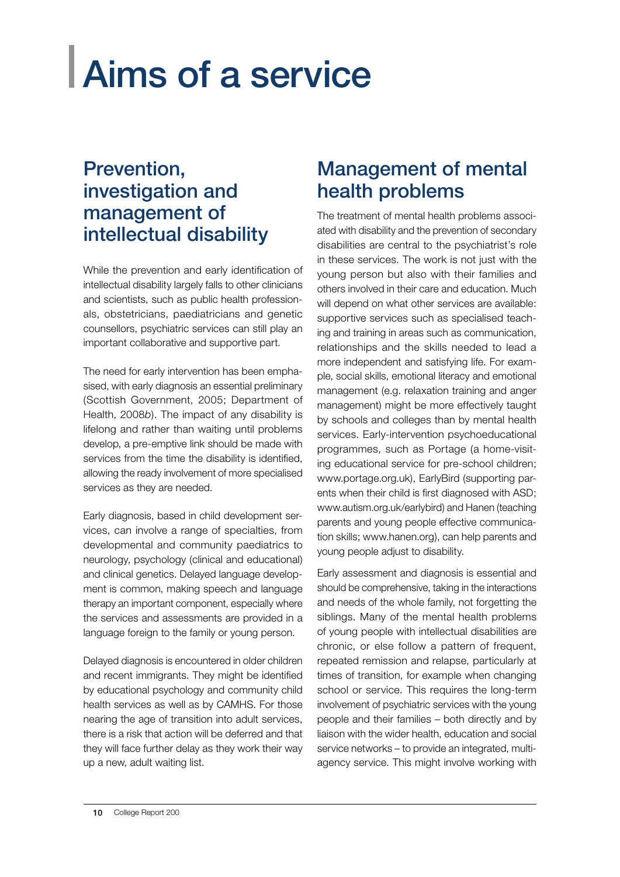# Aims of a service

## Prevention, investigation and management of intellectual disability

While the prevention and early identification of intellectual disability largely falls to other clinicians and scientists, such as public health professionals, obstetricians, paediatricians and genetic counsellors, psychiatric services can still play an important collaborative and supportive part.

The need for early intervention has been emphasised, with early diagnosis an essential preliminary (Scottish Government, 2005; Department of Health, 2008*b*). The impact of any disability is lifelong and rather than waiting until problems develop, a pre-emptive link should be made with services from the time the disability is identified, allowing the ready involvement of more specialised services as they are needed.

Early diagnosis, based in child development services, can involve a range of specialties, from developmental and community paediatrics to neurology, psychology (clinical and educational) and clinical genetics. Delayed language development is common, making speech and language therapy an important component, especially where the services and assessments are provided in a language foreign to the family or young person.

Delayed diagnosis is encountered in older children and recent immigrants. They might be identified by educational psychology and community child health services as well as by CAMHS. For those nearing the age of transition into adult services, there is a risk that action will be deferred and that they will face further delay as they work their way up a new, adult waiting list.

## Management of mental health problems

The treatment of mental health problems associated with disability and the prevention of secondary disabilities are central to the psychiatrist's role in these services. The work is not just with the young person but also with their families and others involved in their care and education. Much will depend on what other services are available: supportive services such as specialised teaching and training in areas such as communication, relationships and the skills needed to lead a more independent and satisfying life. For example, social skills, emotional literacy and emotional management (e.g. relaxation training and anger management) might be more effectively taught by schools and colleges than by mental health services. Early-intervention psychoeducational programmes, such as Portage (a home-visiting educational service for pre-school children; www.portage.org.uk), EarlyBird (supporting parents when their child is first diagnosed with ASD; www.autism.org.uk/earlybird) and Hanen (teaching parents and young people effective communication skills; www.hanen.org), can help parents and young people adjust to disability.

Early assessment and diagnosis is essential and should be comprehensive, taking in the interactions and needs of the whole family, not forgetting the siblings. Many of the mental health problems of young people with intellectual disabilities are chronic, or else follow a pattern of frequent, repeated remission and relapse, particularly at times of transition, for example when changing school or service. This requires the long-term involvement of psychiatric services with the young people and their families – both directly and by liaison with the wider health, education and social service networks – to provide an integrated, multi-agency service. This might involve working with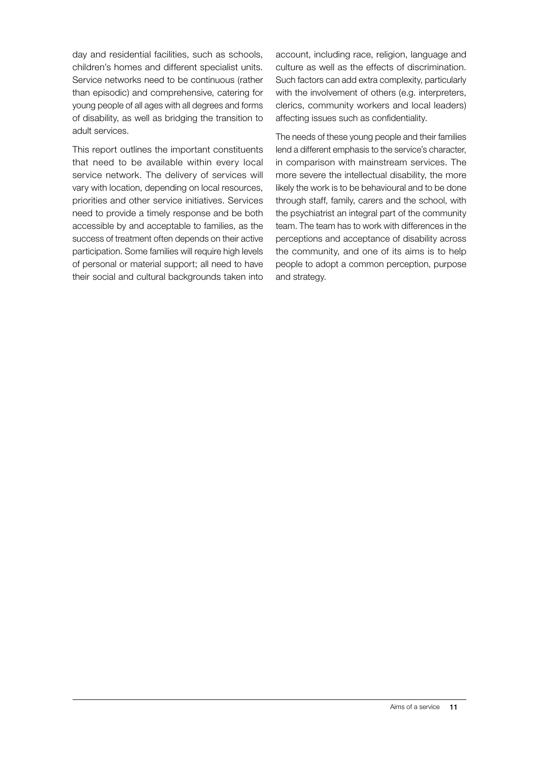day and residential facilities, such as schools, children's homes and different specialist units. Service networks need to be continuous (rather than episodic) and comprehensive, catering for young people of all ages with all degrees and forms of disability, as well as bridging the transition to adult services.

This report outlines the important constituents that need to be available within every local service network. The delivery of services will vary with location, depending on local resources, priorities and other service initiatives. Services need to provide a timely response and be both accessible by and acceptable to families, as the success of treatment often depends on their active participation. Some families will require high levels of personal or material support; all need to have their social and cultural backgrounds taken into account, including race, religion, language and culture as well as the effects of discrimination. Such factors can add extra complexity, particularly with the involvement of others (e.g. interpreters, clerics, community workers and local leaders) affecting issues such as confidentiality.

The needs of these young people and their families lend a different emphasis to the service's character, in comparison with mainstream services. The more severe the intellectual disability, the more likely the work is to be behavioural and to be done through staff, family, carers and the school, with the psychiatrist an integral part of the community team. The team has to work with differences in the perceptions and acceptance of disability across the community, and one of its aims is to help people to adopt a common perception, purpose and strategy.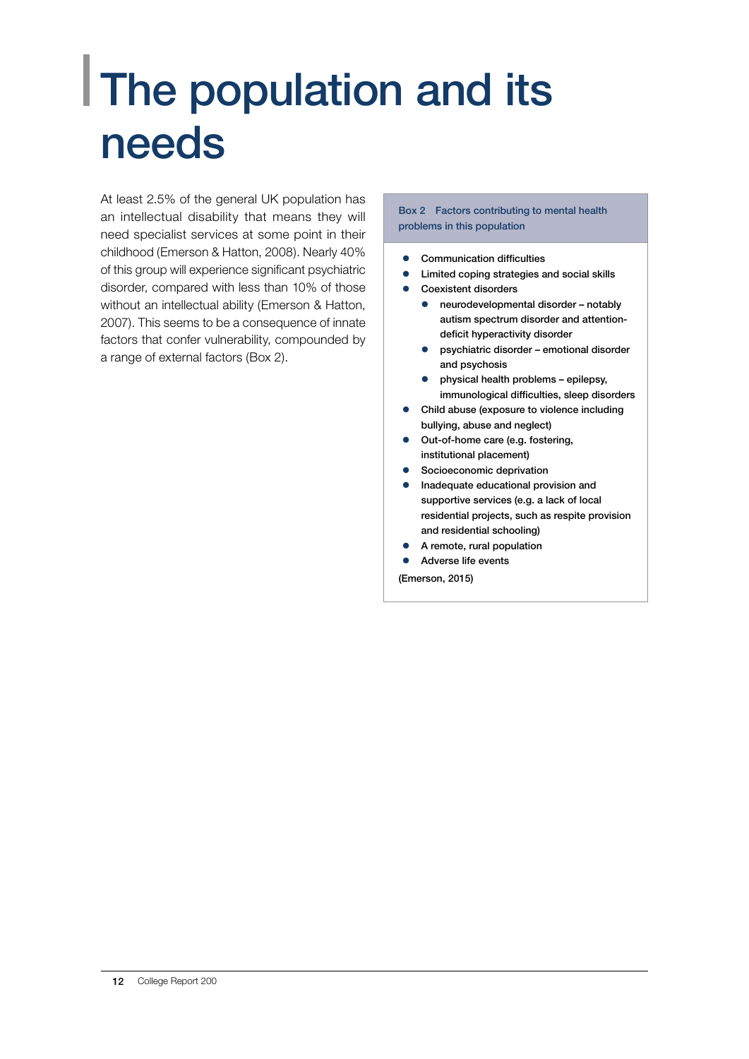# The population and its needs

At least 2.5% of the general UK population has an intellectual disability that means they will need specialist services at some point in their childhood (Emerson & Hatton, 2008). Nearly 40% of this group will experience significant psychiatric disorder, compared with less than 10% of those without an intellectual ability (Emerson & Hatton, 2007). This seems to be a consequence of innate factors that confer vulnerability, compounded by a range of external factors (Box 2).

**Box 2 Factors contributing to mental health problems in this population**

- Communication difficulties
- Limited coping strategies and social skills
- Coexistent disorders
  - neurodevelopmental disorder – notably autism spectrum disorder and attention-deficit hyperactivity disorder
  - psychiatric disorder – emotional disorder and psychosis
  - physical health problems – epilepsy, immunological difficulties, sleep disorders
- Child abuse (exposure to violence including bullying, abuse and neglect)
- Out-of-home care (e.g. fostering, institutional placement)
- Socioeconomic deprivation
- Inadequate educational provision and supportive services (e.g. a lack of local residential projects, such as respite provision and residential schooling)
- A remote, rural population
- Adverse life events

(Emerson, 2015)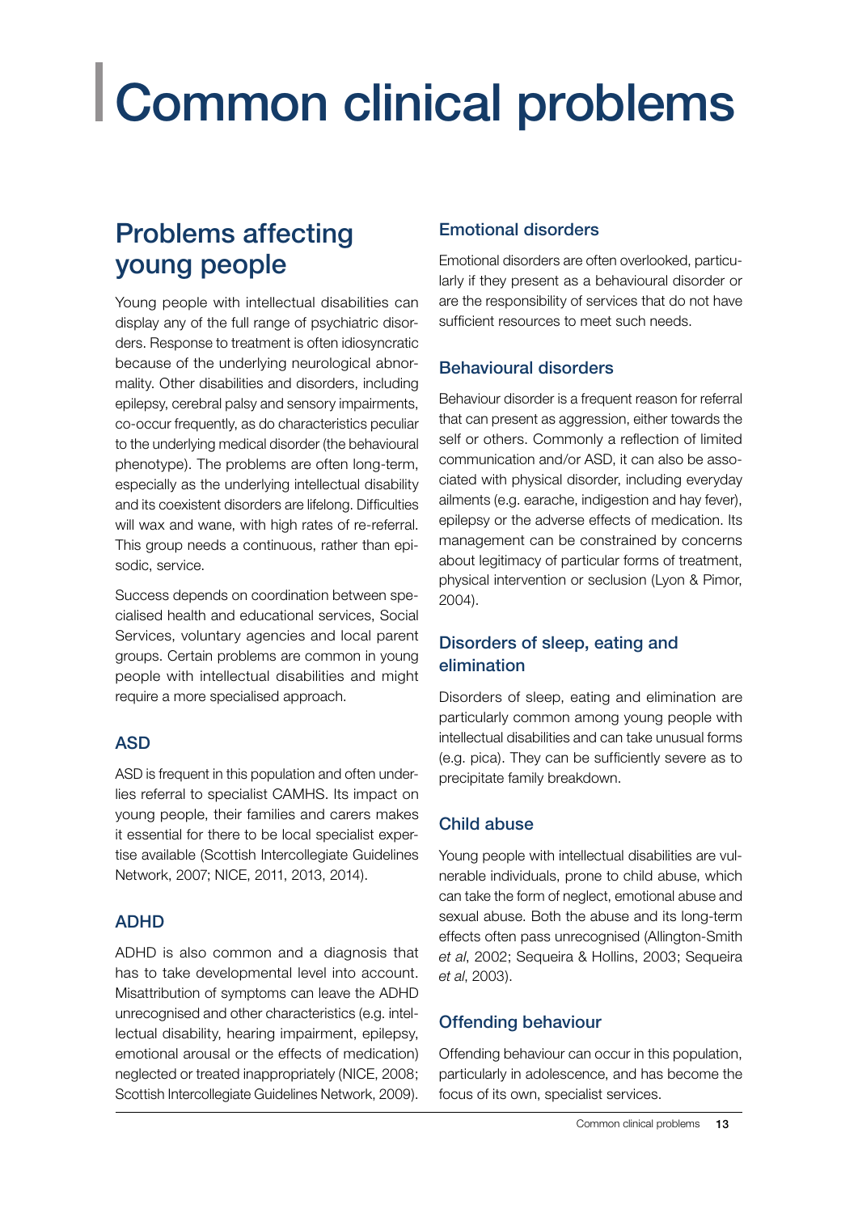# Common clinical problems

## Problems affecting young people

Young people with intellectual disabilities can display any of the full range of psychiatric disorders. Response to treatment is often idiosyncratic because of the underlying neurological abnormality. Other disabilities and disorders, including epilepsy, cerebral palsy and sensory impairments, co-occur frequently, as do characteristics peculiar to the underlying medical disorder (the behavioural phenotype). The problems are often long-term, especially as the underlying intellectual disability and its coexistent disorders are lifelong. Difficulties will wax and wane, with high rates of re-referral. This group needs a continuous, rather than episodic, service.

Success depends on coordination between specialised health and educational services, Social Services, voluntary agencies and local parent groups. Certain problems are common in young people with intellectual disabilities and might require a more specialised approach.

### ASD

ASD is frequent in this population and often underlies referral to specialist CAMHS. Its impact on young people, their families and carers makes it essential for there to be local specialist expertise available (Scottish Intercollegiate Guidelines Network, 2007; NICE, 2011, 2013, 2014).

### ADHD

ADHD is also common and a diagnosis that has to take developmental level into account. Misattribution of symptoms can leave the ADHD unrecognised and other characteristics (e.g. intellectual disability, hearing impairment, epilepsy, emotional arousal or the effects of medication) neglected or treated inappropriately (NICE, 2008; Scottish Intercollegiate Guidelines Network, 2009).

### Emotional disorders

Emotional disorders are often overlooked, particularly if they present as a behavioural disorder or are the responsibility of services that do not have sufficient resources to meet such needs.

### Behavioural disorders

Behaviour disorder is a frequent reason for referral that can present as aggression, either towards the self or others. Commonly a reflection of limited communication and/or ASD, it can also be associated with physical disorder, including everyday ailments (e.g. earache, indigestion and hay fever), epilepsy or the adverse effects of medication. Its management can be constrained by concerns about legitimacy of particular forms of treatment, physical intervention or seclusion (Lyon & Pimor, 2004).

### Disorders of sleep, eating and elimination

Disorders of sleep, eating and elimination are particularly common among young people with intellectual disabilities and can take unusual forms (e.g. pica). They can be sufficiently severe as to precipitate family breakdown.

### Child abuse

Young people with intellectual disabilities are vulnerable individuals, prone to child abuse, which can take the form of neglect, emotional abuse and sexual abuse. Both the abuse and its long-term effects often pass unrecognised (Allington-Smith *et al*, 2002; Sequeira & Hollins, 2003; Sequeira *et al*, 2003).

### Offending behaviour

Offending behaviour can occur in this population, particularly in adolescence, and has become the focus of its own, specialist services.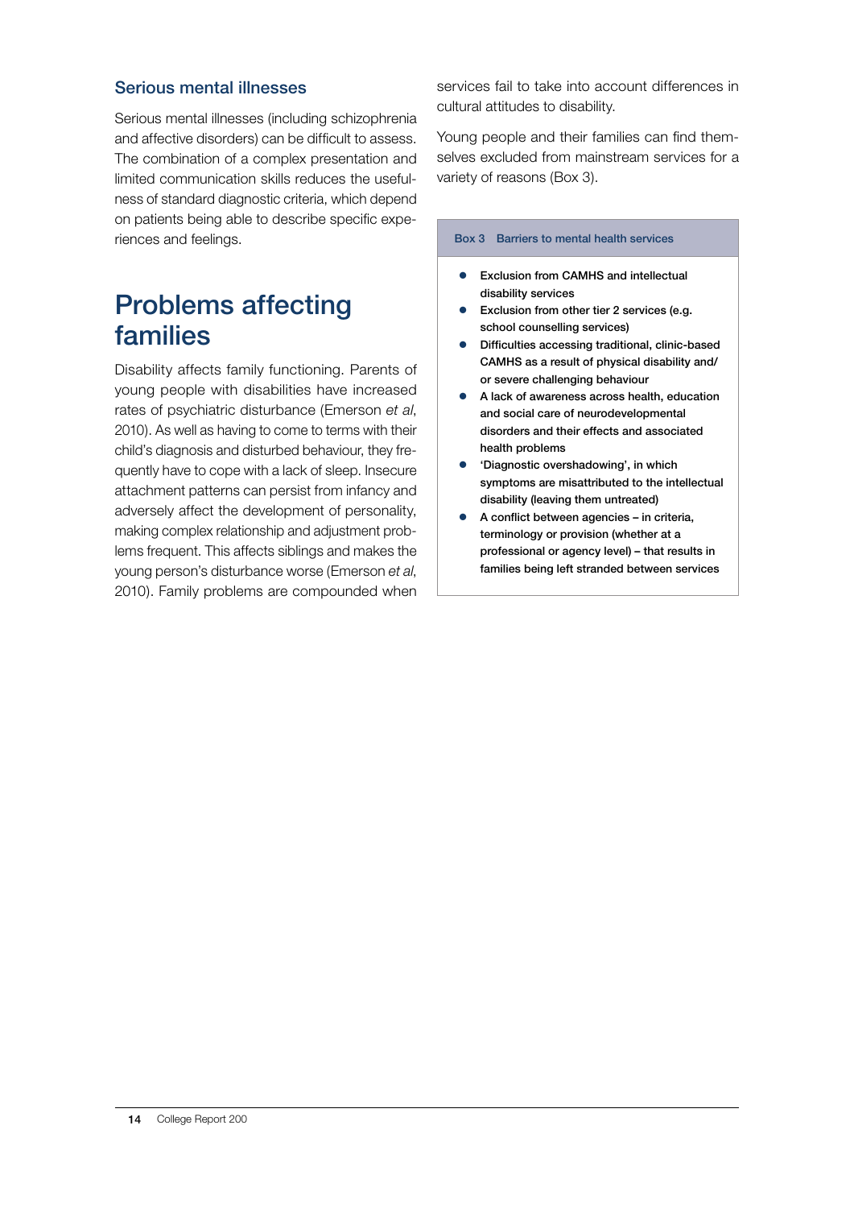### Serious mental illnesses

Serious mental illnesses (including schizophrenia and affective disorders) can be difficult to assess. The combination of a complex presentation and limited communication skills reduces the usefulness of standard diagnostic criteria, which depend on patients being able to describe specific experiences and feelings.

## Problems affecting families

Disability affects family functioning. Parents of young people with disabilities have increased rates of psychiatric disturbance (Emerson *et al*, 2010). As well as having to come to terms with their child's diagnosis and disturbed behaviour, they frequently have to cope with a lack of sleep. Insecure attachment patterns can persist from infancy and adversely affect the development of personality, making complex relationship and adjustment problems frequent. This affects siblings and makes the young person's disturbance worse (Emerson *et al*, 2010). Family problems are compounded when services fail to take into account differences in cultural attitudes to disability.

Young people and their families can find themselves excluded from mainstream services for a variety of reasons (Box 3).

**Box 3 Barriers to mental health services**

- Exclusion from CAMHS and intellectual disability services
- Exclusion from other tier 2 services (e.g. school counselling services)
- Difficulties accessing traditional, clinic-based CAMHS as a result of physical disability and/or severe challenging behaviour
- A lack of awareness across health, education and social care of neurodevelopmental disorders and their effects and associated health problems
- 'Diagnostic overshadowing', in which symptoms are misattributed to the intellectual disability (leaving them untreated)
- A conflict between agencies – in criteria, terminology or provision (whether at a professional or agency level) – that results in families being left stranded between services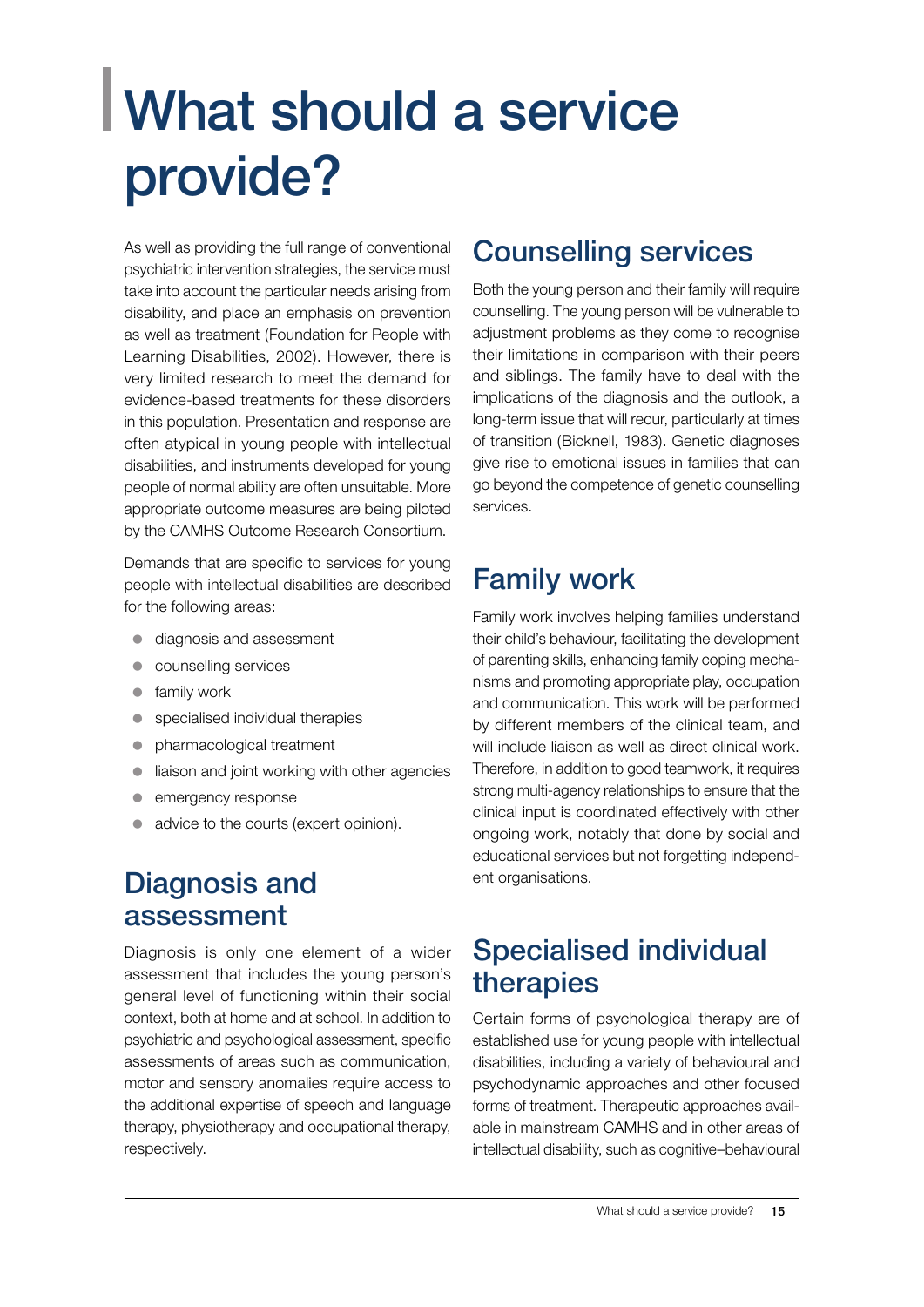# What should a service provide?

As well as providing the full range of conventional psychiatric intervention strategies, the service must take into account the particular needs arising from disability, and place an emphasis on prevention as well as treatment (Foundation for People with Learning Disabilities, 2002). However, there is very limited research to meet the demand for evidence-based treatments for these disorders in this population. Presentation and response are often atypical in young people with intellectual disabilities, and instruments developed for young people of normal ability are often unsuitable. More appropriate outcome measures are being piloted by the CAMHS Outcome Research Consortium.

Demands that are specific to services for young people with intellectual disabilities are described for the following areas:

- diagnosis and assessment
- counselling services
- family work
- specialised individual therapies
- pharmacological treatment
- liaison and joint working with other agencies
- emergency response
- advice to the courts (expert opinion).

## Diagnosis and assessment

Diagnosis is only one element of a wider assessment that includes the young person's general level of functioning within their social context, both at home and at school. In addition to psychiatric and psychological assessment, specific assessments of areas such as communication, motor and sensory anomalies require access to the additional expertise of speech and language therapy, physiotherapy and occupational therapy, respectively.

## Counselling services

Both the young person and their family will require counselling. The young person will be vulnerable to adjustment problems as they come to recognise their limitations in comparison with their peers and siblings. The family have to deal with the implications of the diagnosis and the outlook, a long-term issue that will recur, particularly at times of transition (Bicknell, 1983). Genetic diagnoses give rise to emotional issues in families that can go beyond the competence of genetic counselling services.

## Family work

Family work involves helping families understand their child's behaviour, facilitating the development of parenting skills, enhancing family coping mechanisms and promoting appropriate play, occupation and communication. This work will be performed by different members of the clinical team, and will include liaison as well as direct clinical work. Therefore, in addition to good teamwork, it requires strong multi-agency relationships to ensure that the clinical input is coordinated effectively with other ongoing work, notably that done by social and educational services but not forgetting independent organisations.

## Specialised individual therapies

Certain forms of psychological therapy are of established use for young people with intellectual disabilities, including a variety of behavioural and psychodynamic approaches and other focused forms of treatment. Therapeutic approaches available in mainstream CAMHS and in other areas of intellectual disability, such as cognitive–behavioural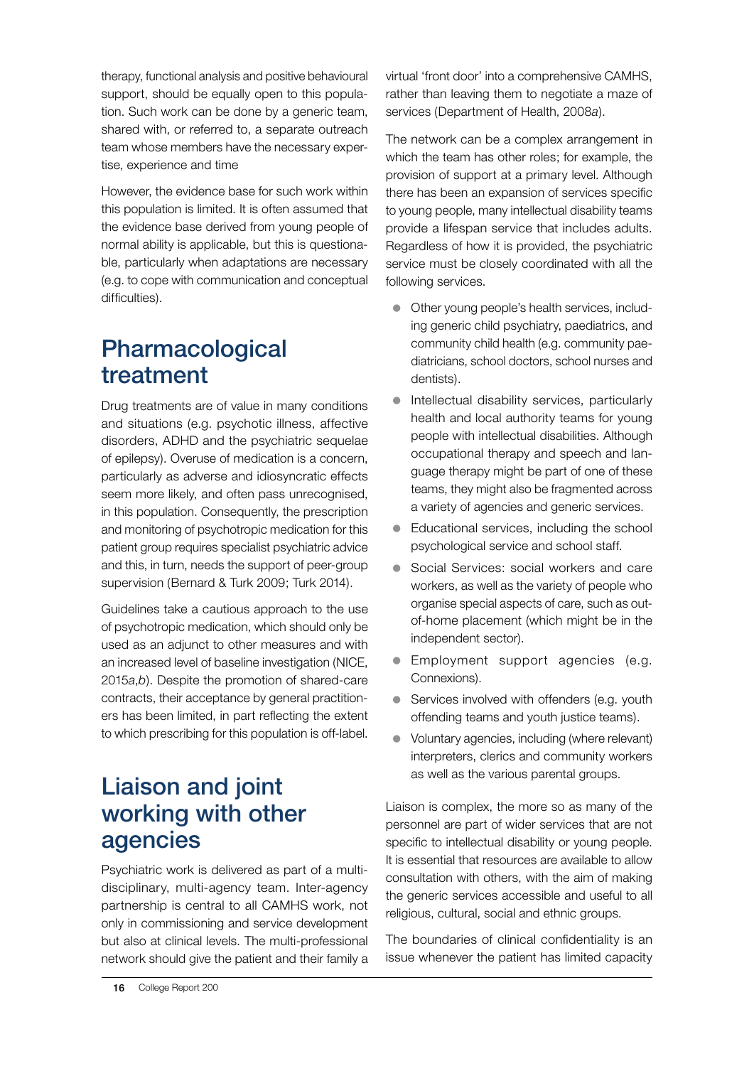therapy, functional analysis and positive behavioural support, should be equally open to this population. Such work can be done by a generic team, shared with, or referred to, a separate outreach team whose members have the necessary expertise, experience and time

However, the evidence base for such work within this population is limited. It is often assumed that the evidence base derived from young people of normal ability is applicable, but this is questionable, particularly when adaptations are necessary (e.g. to cope with communication and conceptual difficulties).

## Pharmacological treatment

Drug treatments are of value in many conditions and situations (e.g. psychotic illness, affective disorders, ADHD and the psychiatric sequelae of epilepsy). Overuse of medication is a concern, particularly as adverse and idiosyncratic effects seem more likely, and often pass unrecognised, in this population. Consequently, the prescription and monitoring of psychotropic medication for this patient group requires specialist psychiatric advice and this, in turn, needs the support of peer-group supervision (Bernard & Turk 2009; Turk 2014).

Guidelines take a cautious approach to the use of psychotropic medication, which should only be used as an adjunct to other measures and with an increased level of baseline investigation (NICE, 2015*a*,*b*). Despite the promotion of shared-care contracts, their acceptance by general practitioners has been limited, in part reflecting the extent to which prescribing for this population is off-label.

## Liaison and joint working with other agencies

Psychiatric work is delivered as part of a multidisciplinary, multi-agency team. Inter-agency partnership is central to all CAMHS work, not only in commissioning and service development but also at clinical levels. The multi-professional network should give the patient and their family a virtual 'front door' into a comprehensive CAMHS, rather than leaving them to negotiate a maze of services (Department of Health, 2008*a*).

The network can be a complex arrangement in which the team has other roles; for example, the provision of support at a primary level. Although there has been an expansion of services specific to young people, many intellectual disability teams provide a lifespan service that includes adults. Regardless of how it is provided, the psychiatric service must be closely coordinated with all the following services.

- Other young people's health services, including generic child psychiatry, paediatrics, and community child health (e.g. community paediatricians, school doctors, school nurses and dentists).
- Intellectual disability services, particularly health and local authority teams for young people with intellectual disabilities. Although occupational therapy and speech and language therapy might be part of one of these teams, they might also be fragmented across a variety of agencies and generic services.
- Educational services, including the school psychological service and school staff.
- Social Services: social workers and care workers, as well as the variety of people who organise special aspects of care, such as out-of-home placement (which might be in the independent sector).
- Employment support agencies (e.g. Connexions).
- Services involved with offenders (e.g. youth offending teams and youth justice teams).
- Voluntary agencies, including (where relevant) interpreters, clerics and community workers as well as the various parental groups.

Liaison is complex, the more so as many of the personnel are part of wider services that are not specific to intellectual disability or young people. It is essential that resources are available to allow consultation with others, with the aim of making the generic services accessible and useful to all religious, cultural, social and ethnic groups.

The boundaries of clinical confidentiality is an issue whenever the patient has limited capacity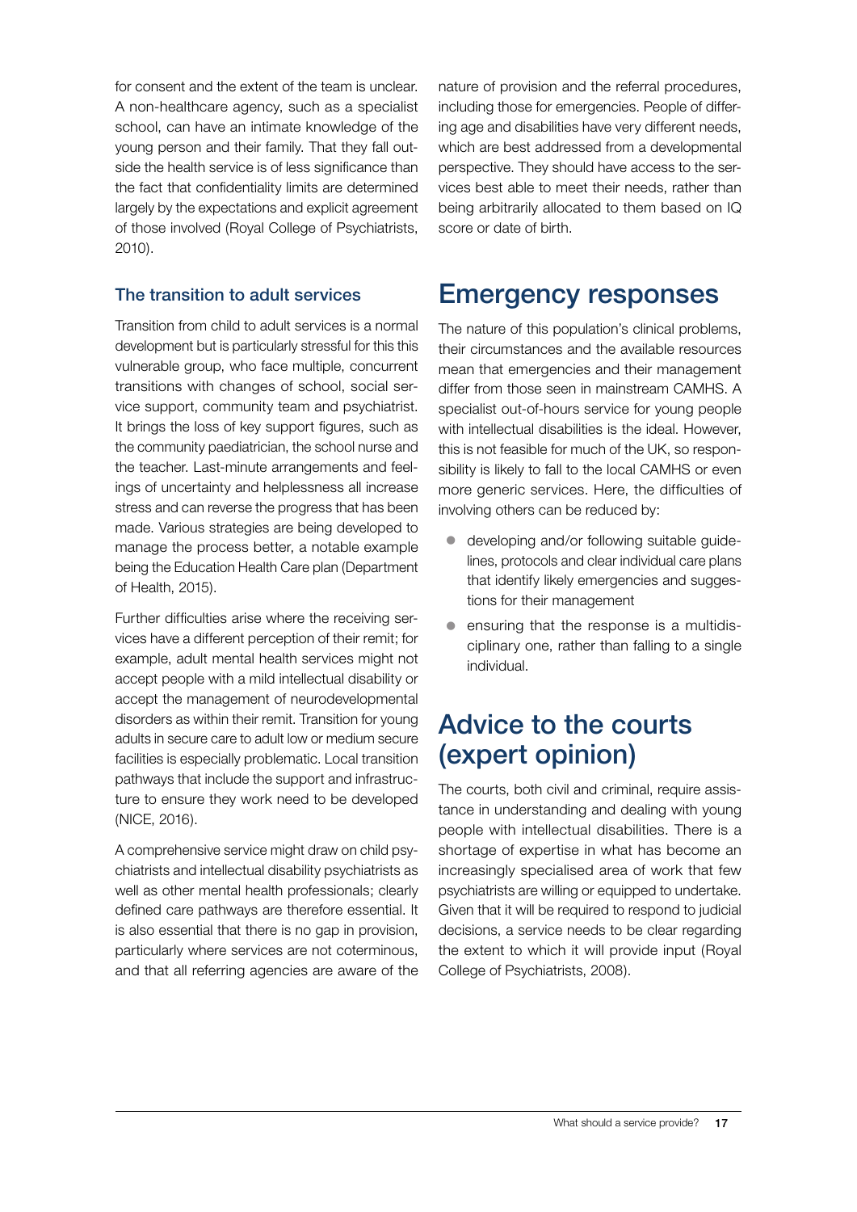for consent and the extent of the team is unclear. A non-healthcare agency, such as a specialist school, can have an intimate knowledge of the young person and their family. That they fall outside the health service is of less significance than the fact that confidentiality limits are determined largely by the expectations and explicit agreement of those involved (Royal College of Psychiatrists, 2010).

### The transition to adult services

Transition from child to adult services is a normal development but is particularly stressful for this this vulnerable group, who face multiple, concurrent transitions with changes of school, social service support, community team and psychiatrist. It brings the loss of key support figures, such as the community paediatrician, the school nurse and the teacher. Last-minute arrangements and feelings of uncertainty and helplessness all increase stress and can reverse the progress that has been made. Various strategies are being developed to manage the process better, a notable example being the Education Health Care plan (Department of Health, 2015).

Further difficulties arise where the receiving services have a different perception of their remit; for example, adult mental health services might not accept people with a mild intellectual disability or accept the management of neurodevelopmental disorders as within their remit. Transition for young adults in secure care to adult low or medium secure facilities is especially problematic. Local transition pathways that include the support and infrastructure to ensure they work need to be developed (NICE, 2016).

A comprehensive service might draw on child psychiatrists and intellectual disability psychiatrists as well as other mental health professionals; clearly defined care pathways are therefore essential. It is also essential that there is no gap in provision, particularly where services are not coterminous, and that all referring agencies are aware of the nature of provision and the referral procedures, including those for emergencies. People of differing age and disabilities have very different needs, which are best addressed from a developmental perspective. They should have access to the services best able to meet their needs, rather than being arbitrarily allocated to them based on IQ score or date of birth.

## Emergency responses

The nature of this population's clinical problems, their circumstances and the available resources mean that emergencies and their management differ from those seen in mainstream CAMHS. A specialist out-of-hours service for young people with intellectual disabilities is the ideal. However, this is not feasible for much of the UK, so responsibility is likely to fall to the local CAMHS or even more generic services. Here, the difficulties of involving others can be reduced by:

- developing and/or following suitable guidelines, protocols and clear individual care plans that identify likely emergencies and suggestions for their management
- ensuring that the response is a multidisciplinary one, rather than falling to a single individual.

## Advice to the courts (expert opinion)

The courts, both civil and criminal, require assistance in understanding and dealing with young people with intellectual disabilities. There is a shortage of expertise in what has become an increasingly specialised area of work that few psychiatrists are willing or equipped to undertake. Given that it will be required to respond to judicial decisions, a service needs to be clear regarding the extent to which it will provide input (Royal College of Psychiatrists, 2008).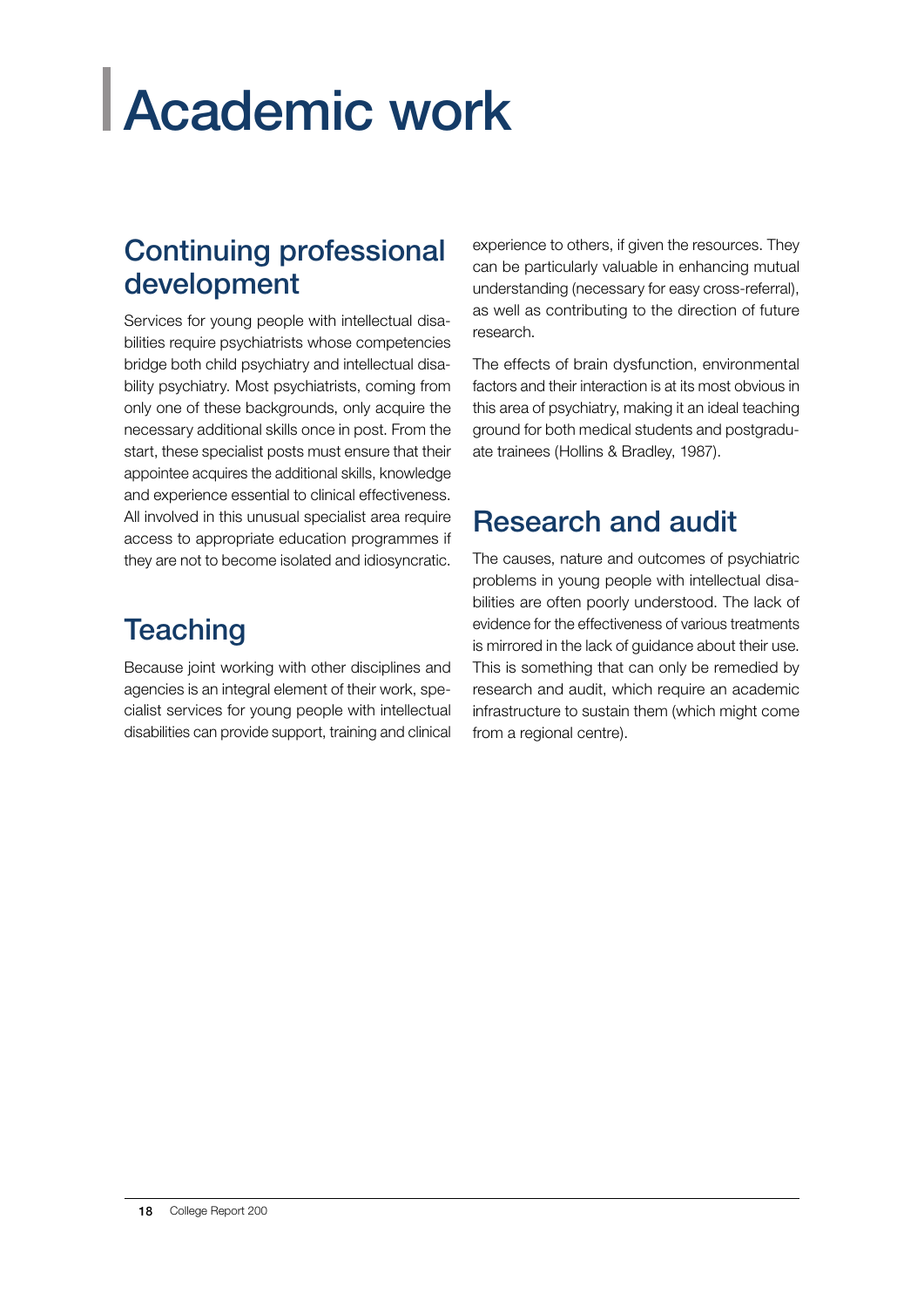# Academic work

## Continuing professional development

Services for young people with intellectual disabilities require psychiatrists whose competencies bridge both child psychiatry and intellectual disability psychiatry. Most psychiatrists, coming from only one of these backgrounds, only acquire the necessary additional skills once in post. From the start, these specialist posts must ensure that their appointee acquires the additional skills, knowledge and experience essential to clinical effectiveness. All involved in this unusual specialist area require access to appropriate education programmes if they are not to become isolated and idiosyncratic.

## Teaching

Because joint working with other disciplines and agencies is an integral element of their work, specialist services for young people with intellectual disabilities can provide support, training and clinical experience to others, if given the resources. They can be particularly valuable in enhancing mutual understanding (necessary for easy cross-referral), as well as contributing to the direction of future research.

The effects of brain dysfunction, environmental factors and their interaction is at its most obvious in this area of psychiatry, making it an ideal teaching ground for both medical students and postgraduate trainees (Hollins & Bradley, 1987).

## Research and audit

The causes, nature and outcomes of psychiatric problems in young people with intellectual disabilities are often poorly understood. The lack of evidence for the effectiveness of various treatments is mirrored in the lack of guidance about their use. This is something that can only be remedied by research and audit, which require an academic infrastructure to sustain them (which might come from a regional centre).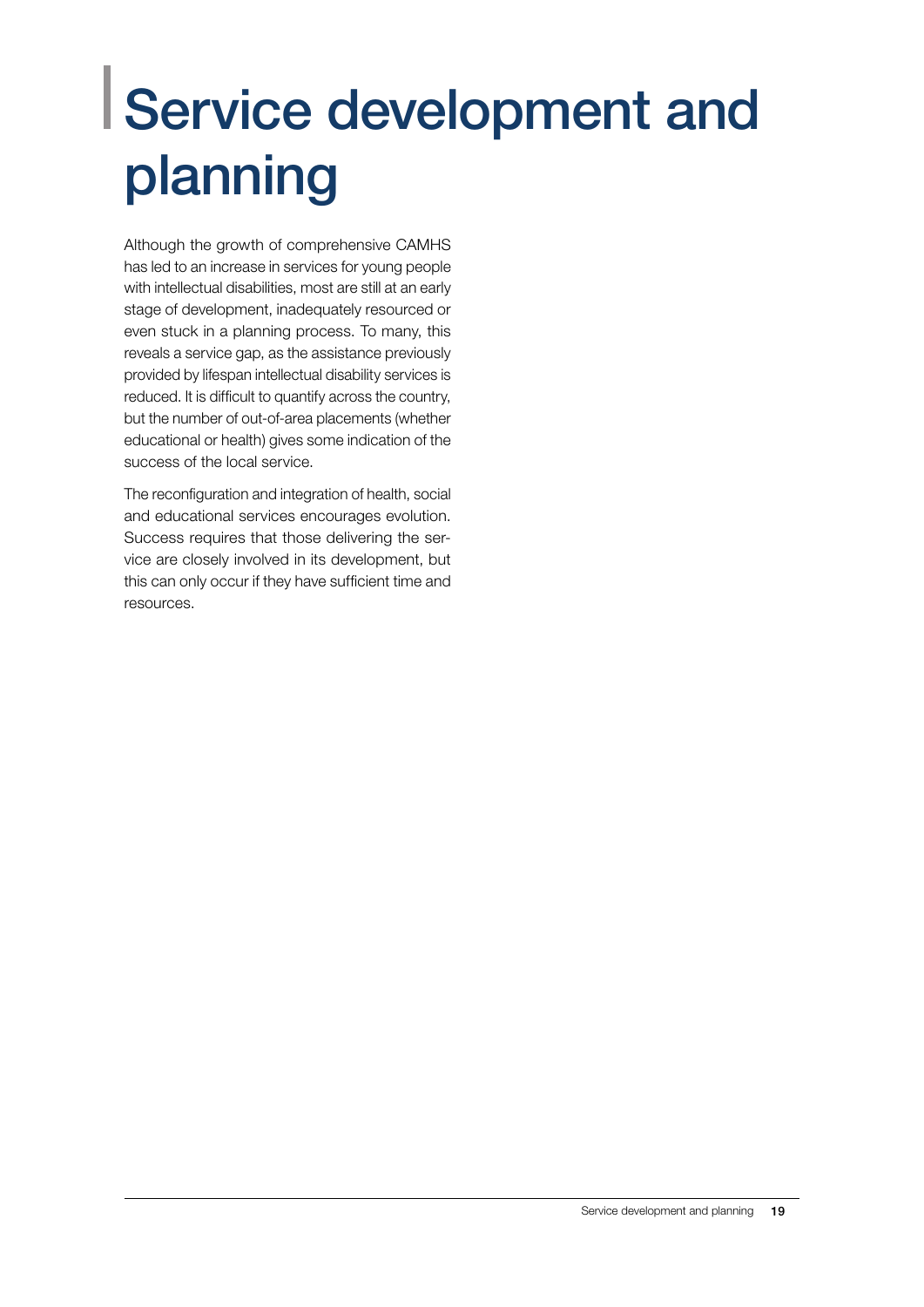# Service development and planning

Although the growth of comprehensive CAMHS has led to an increase in services for young people with intellectual disabilities, most are still at an early stage of development, inadequately resourced or even stuck in a planning process. To many, this reveals a service gap, as the assistance previously provided by lifespan intellectual disability services is reduced. It is difficult to quantify across the country, but the number of out-of-area placements (whether educational or health) gives some indication of the success of the local service.

The reconfiguration and integration of health, social and educational services encourages evolution. Success requires that those delivering the service are closely involved in its development, but this can only occur if they have sufficient time and resources.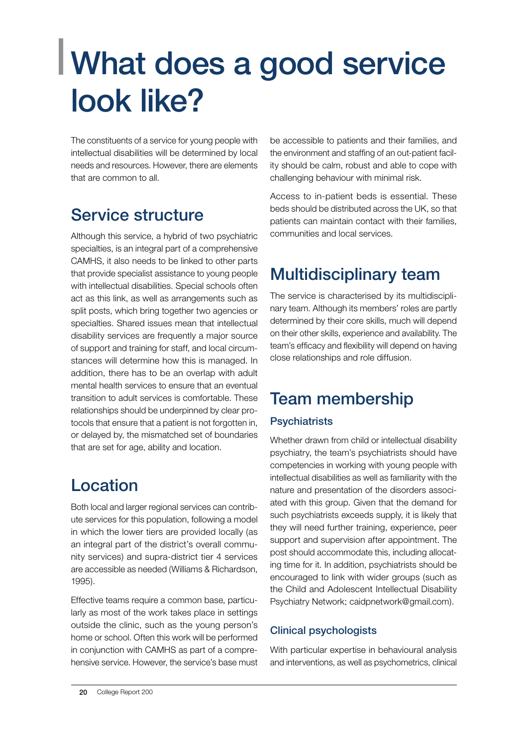# What does a good service look like?

The constituents of a service for young people with intellectual disabilities will be determined by local needs and resources. However, there are elements that are common to all.

## Service structure

Although this service, a hybrid of two psychiatric specialties, is an integral part of a comprehensive CAMHS, it also needs to be linked to other parts that provide specialist assistance to young people with intellectual disabilities. Special schools often act as this link, as well as arrangements such as split posts, which bring together two agencies or specialties. Shared issues mean that intellectual disability services are frequently a major source of support and training for staff, and local circumstances will determine how this is managed. In addition, there has to be an overlap with adult mental health services to ensure that an eventual transition to adult services is comfortable. These relationships should be underpinned by clear protocols that ensure that a patient is not forgotten in, or delayed by, the mismatched set of boundaries that are set for age, ability and location.

## Location

Both local and larger regional services can contribute services for this population, following a model in which the lower tiers are provided locally (as an integral part of the district's overall community services) and supra-district tier 4 services are accessible as needed (Williams & Richardson, 1995).

Effective teams require a common base, particularly as most of the work takes place in settings outside the clinic, such as the young person's home or school. Often this work will be performed in conjunction with CAMHS as part of a comprehensive service. However, the service's base must be accessible to patients and their families, and the environment and staffing of an out-patient facility should be calm, robust and able to cope with challenging behaviour with minimal risk.

Access to in-patient beds is essential. These beds should be distributed across the UK, so that patients can maintain contact with their families, communities and local services.

## Multidisciplinary team

The service is characterised by its multidisciplinary team. Although its members' roles are partly determined by their core skills, much will depend on their other skills, experience and availability. The team's efficacy and flexibility will depend on having close relationships and role diffusion.

## Team membership

### Psychiatrists

Whether drawn from child or intellectual disability psychiatry, the team's psychiatrists should have competencies in working with young people with intellectual disabilities as well as familiarity with the nature and presentation of the disorders associated with this group. Given that the demand for such psychiatrists exceeds supply, it is likely that they will need further training, experience, peer support and supervision after appointment. The post should accommodate this, including allocating time for it. In addition, psychiatrists should be encouraged to link with wider groups (such as the Child and Adolescent Intellectual Disability Psychiatry Network; caidpnetwork@gmail.com).

### Clinical psychologists

With particular expertise in behavioural analysis and interventions, as well as psychometrics, clinical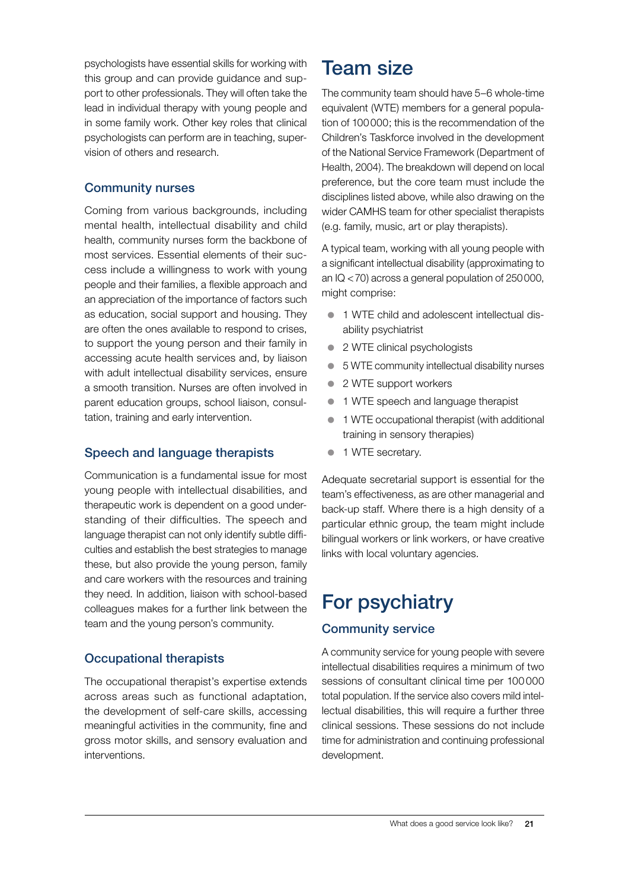psychologists have essential skills for working with this group and can provide guidance and support to other professionals. They will often take the lead in individual therapy with young people and in some family work. Other key roles that clinical psychologists can perform are in teaching, supervision of others and research.

### Community nurses

Coming from various backgrounds, including mental health, intellectual disability and child health, community nurses form the backbone of most services. Essential elements of their success include a willingness to work with young people and their families, a flexible approach and an appreciation of the importance of factors such as education, social support and housing. They are often the ones available to respond to crises, to support the young person and their family in accessing acute health services and, by liaison with adult intellectual disability services, ensure a smooth transition. Nurses are often involved in parent education groups, school liaison, consultation, training and early intervention.

### Speech and language therapists

Communication is a fundamental issue for most young people with intellectual disabilities, and therapeutic work is dependent on a good understanding of their difficulties. The speech and language therapist can not only identify subtle difficulties and establish the best strategies to manage these, but also provide the young person, family and care workers with the resources and training they need. In addition, liaison with school-based colleagues makes for a further link between the team and the young person's community.

### Occupational therapists

The occupational therapist's expertise extends across areas such as functional adaptation, the development of self-care skills, accessing meaningful activities in the community, fine and gross motor skills, and sensory evaluation and interventions.

## Team size

The community team should have 5–6 whole-time equivalent (WTE) members for a general population of 100000; this is the recommendation of the Children's Taskforce involved in the development of the National Service Framework (Department of Health, 2004). The breakdown will depend on local preference, but the core team must include the disciplines listed above, while also drawing on the wider CAMHS team for other specialist therapists (e.g. family, music, art or play therapists).

A typical team, working with all young people with a significant intellectual disability (approximating to an IQ <70) across a general population of 250000, might comprise:

- 1 WTE child and adolescent intellectual disability psychiatrist
- 2 WTE clinical psychologists
- 5 WTE community intellectual disability nurses
- 2 WTE support workers
- 1 WTE speech and language therapist
- 1 WTE occupational therapist (with additional training in sensory therapies)
- 1 WTE secretary.

Adequate secretarial support is essential for the team's effectiveness, as are other managerial and back-up staff. Where there is a high density of a particular ethnic group, the team might include bilingual workers or link workers, or have creative links with local voluntary agencies.

## For psychiatry

### Community service

A community service for young people with severe intellectual disabilities requires a minimum of two sessions of consultant clinical time per 100000 total population. If the service also covers mild intellectual disabilities, this will require a further three clinical sessions. These sessions do not include time for administration and continuing professional development.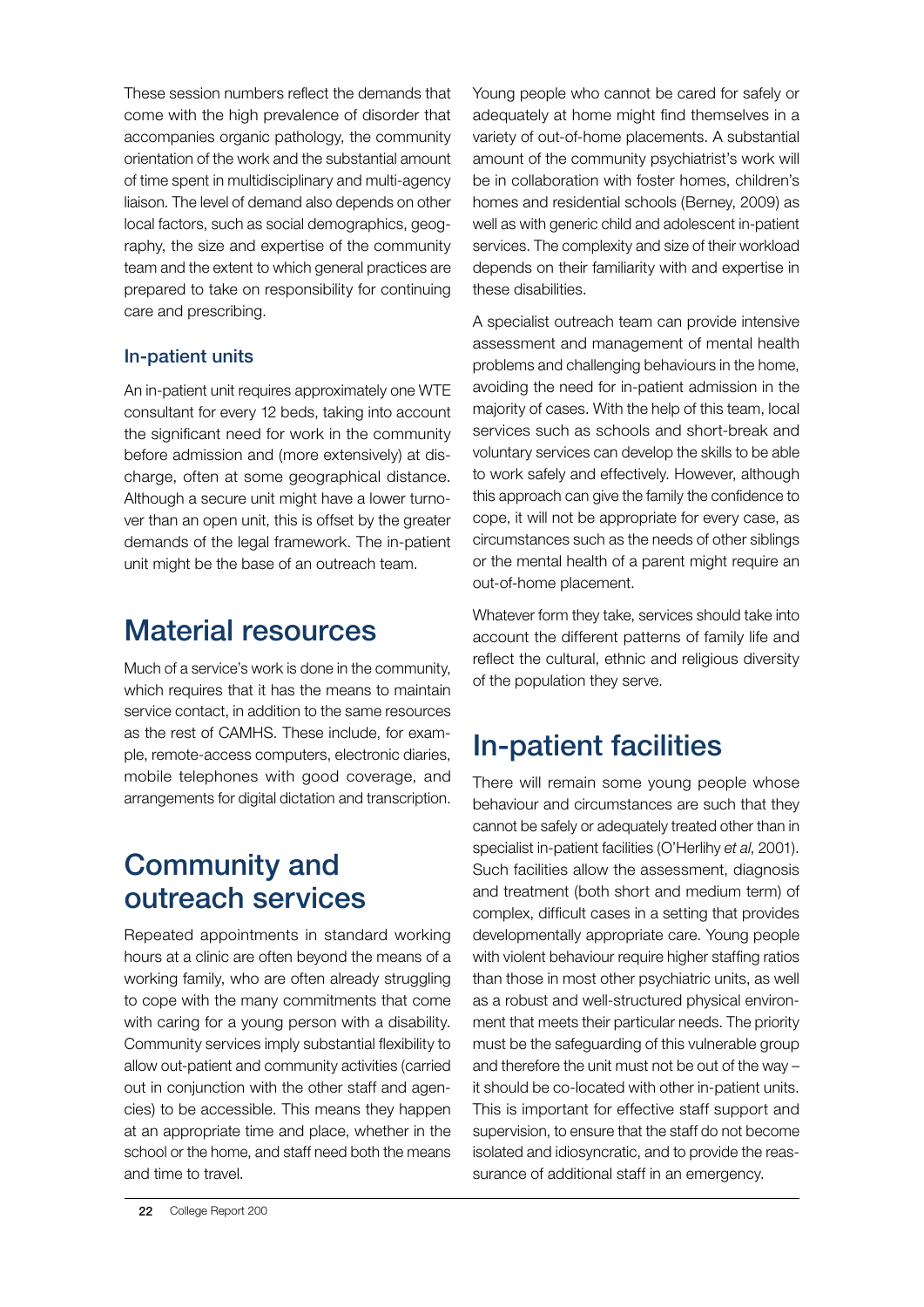These session numbers reflect the demands that come with the high prevalence of disorder that accompanies organic pathology, the community orientation of the work and the substantial amount of time spent in multidisciplinary and multi-agency liaison. The level of demand also depends on other local factors, such as social demographics, geography, the size and expertise of the community team and the extent to which general practices are prepared to take on responsibility for continuing care and prescribing.

### In-patient units

An in-patient unit requires approximately one WTE consultant for every 12 beds, taking into account the significant need for work in the community before admission and (more extensively) at discharge, often at some geographical distance. Although a secure unit might have a lower turnover than an open unit, this is offset by the greater demands of the legal framework. The in-patient unit might be the base of an outreach team.

## Material resources

Much of a service's work is done in the community, which requires that it has the means to maintain service contact, in addition to the same resources as the rest of CAMHS. These include, for example, remote-access computers, electronic diaries, mobile telephones with good coverage, and arrangements for digital dictation and transcription.

## Community and outreach services

Repeated appointments in standard working hours at a clinic are often beyond the means of a working family, who are often already struggling to cope with the many commitments that come with caring for a young person with a disability. Community services imply substantial flexibility to allow out-patient and community activities (carried out in conjunction with the other staff and agencies) to be accessible. This means they happen at an appropriate time and place, whether in the school or the home, and staff need both the means and time to travel.

Young people who cannot be cared for safely or adequately at home might find themselves in a variety of out-of-home placements. A substantial amount of the community psychiatrist's work will be in collaboration with foster homes, children's homes and residential schools (Berney, 2009) as well as with generic child and adolescent in-patient services. The complexity and size of their workload depends on their familiarity with and expertise in these disabilities.

A specialist outreach team can provide intensive assessment and management of mental health problems and challenging behaviours in the home, avoiding the need for in-patient admission in the majority of cases. With the help of this team, local services such as schools and short-break and voluntary services can develop the skills to be able to work safely and effectively. However, although this approach can give the family the confidence to cope, it will not be appropriate for every case, as circumstances such as the needs of other siblings or the mental health of a parent might require an out-of-home placement.

Whatever form they take, services should take into account the different patterns of family life and reflect the cultural, ethnic and religious diversity of the population they serve.

## In-patient facilities

There will remain some young people whose behaviour and circumstances are such that they cannot be safely or adequately treated other than in specialist in-patient facilities (O'Herlihy *et al*, 2001). Such facilities allow the assessment, diagnosis and treatment (both short and medium term) of complex, difficult cases in a setting that provides developmentally appropriate care. Young people with violent behaviour require higher staffing ratios than those in most other psychiatric units, as well as a robust and well-structured physical environment that meets their particular needs. The priority must be the safeguarding of this vulnerable group and therefore the unit must not be out of the way – it should be co-located with other in-patient units. This is important for effective staff support and supervision, to ensure that the staff do not become isolated and idiosyncratic, and to provide the reassurance of additional staff in an emergency.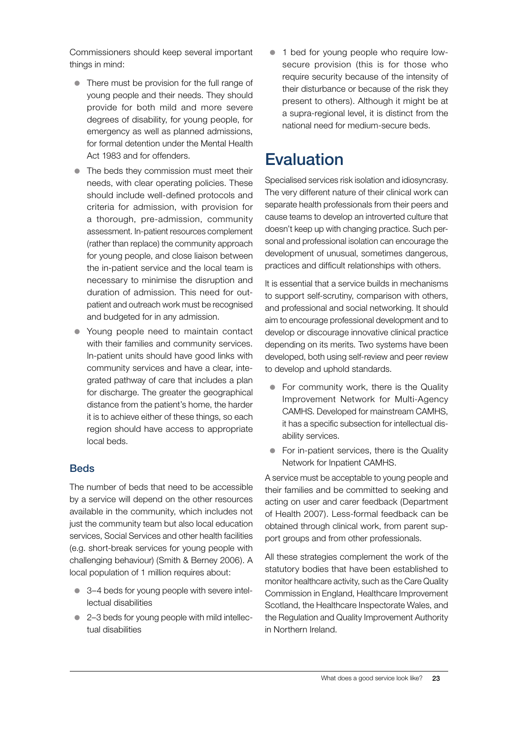Commissioners should keep several important things in mind:

- There must be provision for the full range of young people and their needs. They should provide for both mild and more severe degrees of disability, for young people, for emergency as well as planned admissions, for formal detention under the Mental Health Act 1983 and for offenders.
- The beds they commission must meet their needs, with clear operating policies. These should include well-defined protocols and criteria for admission, with provision for a thorough, pre-admission, community assessment. In-patient resources complement (rather than replace) the community approach for young people, and close liaison between the in-patient service and the local team is necessary to minimise the disruption and duration of admission. This need for out-patient and outreach work must be recognised and budgeted for in any admission.
- Young people need to maintain contact with their families and community services. In-patient units should have good links with community services and have a clear, integrated pathway of care that includes a plan for discharge. The greater the geographical distance from the patient's home, the harder it is to achieve either of these things, so each region should have access to appropriate local beds.

### Beds

The number of beds that need to be accessible by a service will depend on the other resources available in the community, which includes not just the community team but also local education services, Social Services and other health facilities (e.g. short-break services for young people with challenging behaviour) (Smith & Berney 2006). A local population of 1 million requires about:

- 3–4 beds for young people with severe intellectual disabilities
- 2–3 beds for young people with mild intellectual disabilities
- 1 bed for young people who require low-secure provision (this is for those who require security because of the intensity of their disturbance or because of the risk they present to others). Although it might be at a supra-regional level, it is distinct from the national need for medium-secure beds.

## Evaluation

Specialised services risk isolation and idiosyncrasy. The very different nature of their clinical work can separate health professionals from their peers and cause teams to develop an introverted culture that doesn't keep up with changing practice. Such personal and professional isolation can encourage the development of unusual, sometimes dangerous, practices and difficult relationships with others.

It is essential that a service builds in mechanisms to support self-scrutiny, comparison with others, and professional and social networking. It should aim to encourage professional development and to develop or discourage innovative clinical practice depending on its merits. Two systems have been developed, both using self-review and peer review to develop and uphold standards.

- For community work, there is the Quality Improvement Network for Multi-Agency CAMHS. Developed for mainstream CAMHS, it has a specific subsection for intellectual disability services.
- For in-patient services, there is the Quality Network for Inpatient CAMHS.

A service must be acceptable to young people and their families and be committed to seeking and acting on user and carer feedback (Department of Health 2007). Less-formal feedback can be obtained through clinical work, from parent support groups and from other professionals.

All these strategies complement the work of the statutory bodies that have been established to monitor healthcare activity, such as the Care Quality Commission in England, Healthcare Improvement Scotland, the Healthcare Inspectorate Wales, and the Regulation and Quality Improvement Authority in Northern Ireland.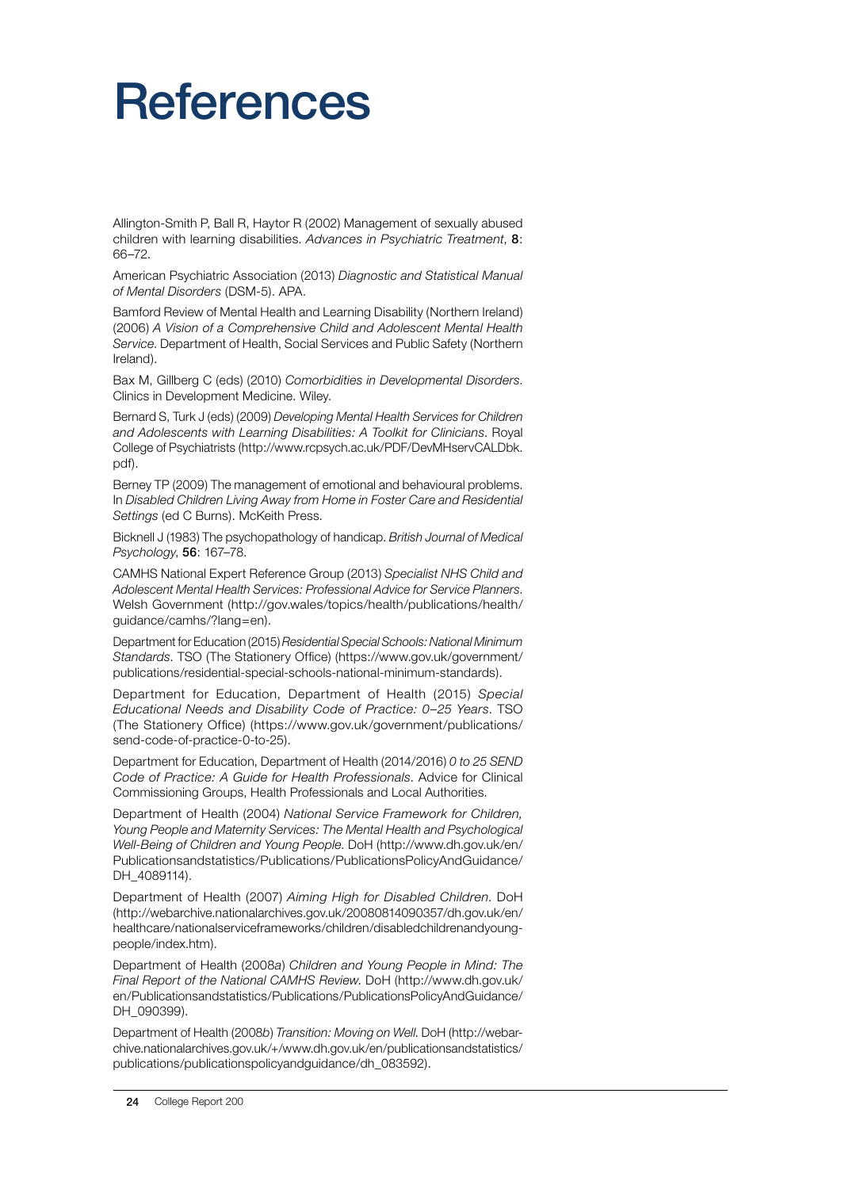# References

Allington-Smith P, Ball R, Haytor R (2002) Management of sexually abused children with learning disabilities. *Advances in Psychiatric Treatment*, **8**: 66–72.

American Psychiatric Association (2013) *Diagnostic and Statistical Manual of Mental Disorders* (DSM-5). APA.

Bamford Review of Mental Health and Learning Disability (Northern Ireland) (2006) *A Vision of a Comprehensive Child and Adolescent Mental Health Service*. Department of Health, Social Services and Public Safety (Northern Ireland).

Bax M, Gillberg C (eds) (2010) *Comorbidities in Developmental Disorders*. Clinics in Development Medicine. Wiley.

Bernard S, Turk J (eds) (2009) *Developing Mental Health Services for Children and Adolescents with Learning Disabilities: A Toolkit for Clinicians*. Royal College of Psychiatrists (http://www.rcpsych.ac.uk/PDF/DevMHservCALDbk.pdf).

Berney TP (2009) The management of emotional and behavioural problems. In *Disabled Children Living Away from Home in Foster Care and Residential Settings* (ed C Burns). McKeith Press.

Bicknell J (1983) The psychopathology of handicap. *British Journal of Medical Psychology*, **56**: 167–78.

CAMHS National Expert Reference Group (2013) *Specialist NHS Child and Adolescent Mental Health Services: Professional Advice for Service Planners*. Welsh Government (http://gov.wales/topics/health/publications/health/guidance/camhs/?lang=en).

Department for Education (2015) *Residential Special Schools: National Minimum Standards*. TSO (The Stationery Office) (https://www.gov.uk/government/publications/residential-special-schools-national-minimum-standards).

Department for Education, Department of Health (2015) *Special Educational Needs and Disability Code of Practice: 0–25 Years*. TSO (The Stationery Office) (https://www.gov.uk/government/publications/send-code-of-practice-0-to-25).

Department for Education, Department of Health (2014/2016) *0 to 25 SEND Code of Practice: A Guide for Health Professionals*. Advice for Clinical Commissioning Groups, Health Professionals and Local Authorities.

Department of Health (2004) *National Service Framework for Children, Young People and Maternity Services: The Mental Health and Psychological Well-Being of Children and Young People*. DoH (http://www.dh.gov.uk/en/Publicationsandstatistics/Publications/PublicationsPolicyAndGuidance/DH_4089114).

Department of Health (2007) *Aiming High for Disabled Children*. DoH (http://webarchive.nationalarchives.gov.uk/20080814090357/dh.gov.uk/en/healthcare/nationalserviceframeworks/children/disabledchildrenandyoungpeople/index.htm).

Department of Health (2008*a*) *Children and Young People in Mind: The Final Report of the National CAMHS Review*. DoH (http://www.dh.gov.uk/en/Publicationsandstatistics/Publications/PublicationsPolicyAndGuidance/DH_090399).

Department of Health (2008*b*) *Transition: Moving on Well*. DoH (http://webarchive.nationalarchives.gov.uk/+/www.dh.gov.uk/en/publicationsandstatistics/publications/publicationspolicyandguidance/dh_083592).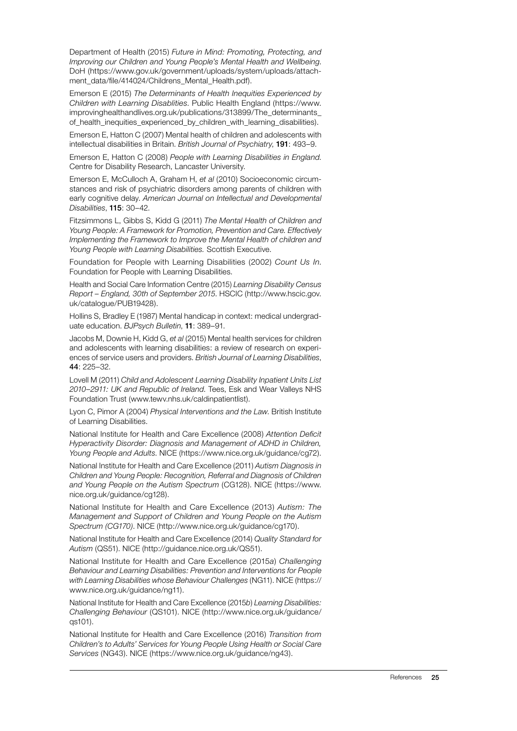Department of Health (2015) *Future in Mind: Promoting, Protecting, and Improving our Children and Young People's Mental Health and Wellbeing*. DoH (https://www.gov.uk/government/uploads/system/uploads/attachment_data/file/414024/Childrens_Mental_Health.pdf).

Emerson E (2015) *The Determinants of Health Inequities Experienced by Children with Learning Disablities*. Public Health England (https://www.improvinghealthandlives.org.uk/publications/313899/The_determinants_of_health_inequities_experienced_by_children_with_learning_disabilities).

Emerson E, Hatton C (2007) Mental health of children and adolescents with intellectual disabilities in Britain. *British Journal of Psychiatry*, **191**: 493–9.

Emerson E, Hatton C (2008) *People with Learning Disabilities in England*. Centre for Disability Research, Lancaster University.

Emerson E, McCulloch A, Graham H, *et al* (2010) Socioeconomic circumstances and risk of psychiatric disorders among parents of children with early cognitive delay. *American Journal on Intellectual and Developmental Disabilities*, **115**: 30–42.

Fitzsimmons L, Gibbs S, Kidd G (2011) *The Mental Health of Children and Young People: A Framework for Promotion, Prevention and Care. Effectively Implementing the Framework to Improve the Mental Health of children and Young People with Learning Disabilities.* Scottish Executive.

Foundation for People with Learning Disabilities (2002) *Count Us In*. Foundation for People with Learning Disabilities.

Health and Social Care Information Centre (2015) *Learning Disability Census Report – England, 30th of September 2015*. HSCIC (http://www.hscic.gov.uk/catalogue/PUB19428).

Hollins S, Bradley E (1987) Mental handicap in context: medical undergraduate education. *BJPsych Bulletin*, **11**: 389–91.

Jacobs M, Downie H, Kidd G, *et al* (2015) Mental health services for children and adolescents with learning disabilities: a review of research on experiences of service users and providers. *British Journal of Learning Disabilities*, **44**: 225–32.

Lovell M (2011) *Child and Adolescent Learning Disability Inpatient Units List 2010–2911: UK and Republic of Ireland.* Tees, Esk and Wear Valleys NHS Foundation Trust (www.tewv.nhs.uk/caldinpatientlist).

Lyon C, Pimor A (2004) *Physical Interventions and the Law.* British Institute of Learning Disabilities.

National Institute for Health and Care Excellence (2008) *Attention Deficit Hyperactivity Disorder: Diagnosis and Management of ADHD in Children, Young People and Adults*. NICE (https://www.nice.org.uk/guidance/cg72).

National Institute for Health and Care Excellence (2011) *Autism Diagnosis in Children and Young People: Recognition, Referral and Diagnosis of Children and Young People on the Autism Spectrum* (CG128). NICE (https://www.nice.org.uk/guidance/cg128).

National Institute for Health and Care Excellence (2013) *Autism: The Management and Support of Children and Young People on the Autism Spectrum (CG170)*. NICE (http://www.nice.org.uk/guidance/cg170).

National Institute for Health and Care Excellence (2014) *Quality Standard for Autism* (QS51). NICE (http://guidance.nice.org.uk/QS51).

National Institute for Health and Care Excellence (2015*a*) *Challenging Behaviour and Learning Disabilities: Prevention and Interventions for People with Learning Disabilities whose Behaviour Challenges* (NG11). NICE (https://www.nice.org.uk/guidance/ng11).

National Institute for Health and Care Excellence (2015*b*) *Learning Disabilities: Challenging Behaviour* (QS101). NICE (http://www.nice.org.uk/guidance/qs101).

National Institute for Health and Care Excellence (2016) *Transition from Children's to Adults' Services for Young People Using Health or Social Care Services* (NG43). NICE (https://www.nice.org.uk/guidance/ng43).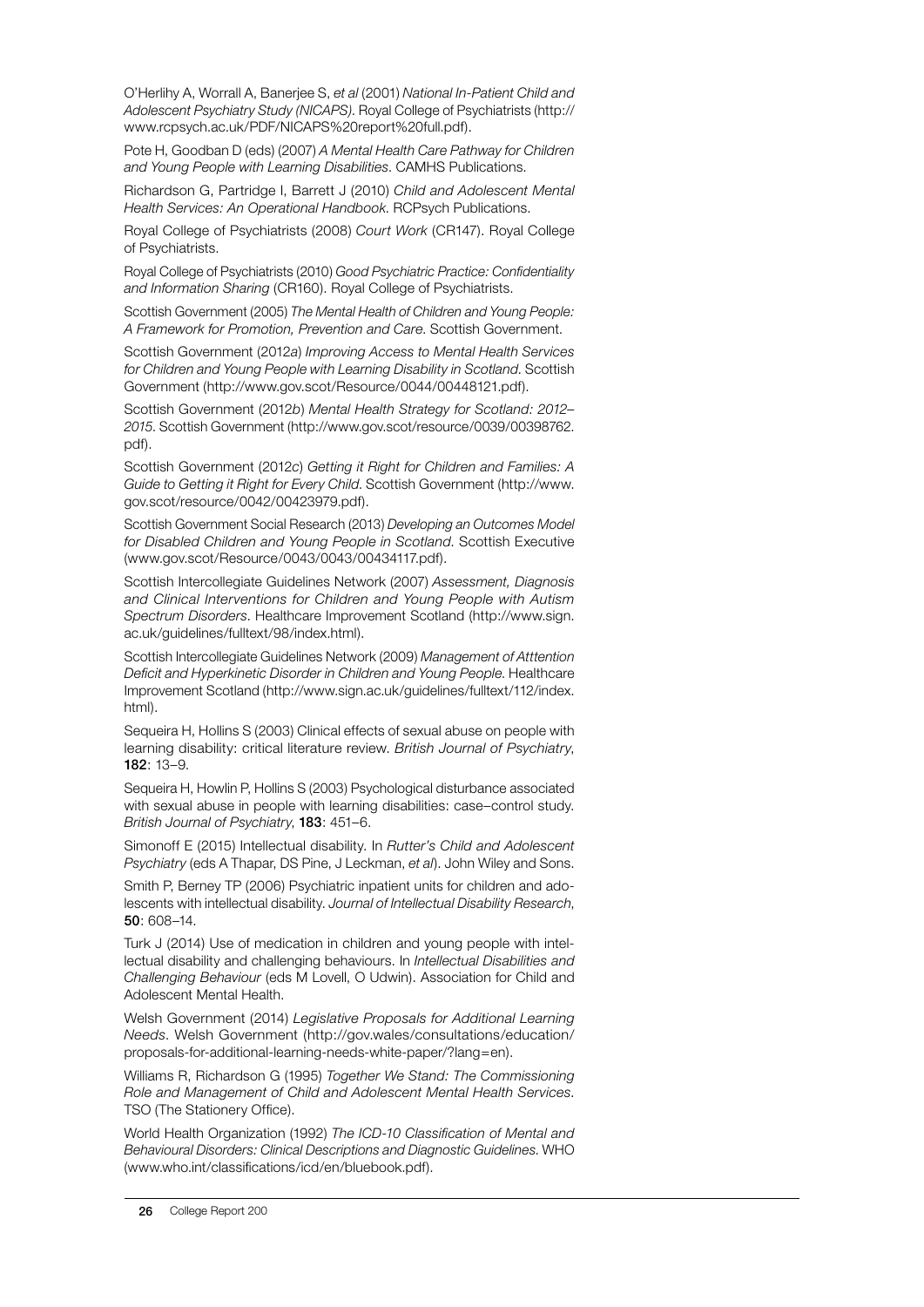O'Herlihy A, Worrall A, Banerjee S, *et al* (2001) *National In-Patient Child and Adolescent Psychiatry Study (NICAPS)*. Royal College of Psychiatrists (http://www.rcpsych.ac.uk/PDF/NICAPS%20report%20full.pdf).

Pote H, Goodban D (eds) (2007) *A Mental Health Care Pathway for Children and Young People with Learning Disabilities*. CAMHS Publications.

Richardson G, Partridge I, Barrett J (2010) *Child and Adolescent Mental Health Services: An Operational Handbook*. RCPsych Publications.

Royal College of Psychiatrists (2008) *Court Work* (CR147). Royal College of Psychiatrists.

Royal College of Psychiatrists (2010) *Good Psychiatric Practice: Confidentiality and Information Sharing* (CR160). Royal College of Psychiatrists.

Scottish Government (2005) *The Mental Health of Children and Young People: A Framework for Promotion, Prevention and Care*. Scottish Government.

Scottish Government (2012a) *Improving Access to Mental Health Services for Children and Young People with Learning Disability in Scotland*. Scottish Government (http://www.gov.scot/Resource/0044/00448121.pdf).

Scottish Government (2012b) *Mental Health Strategy for Scotland: 2012–2015*. Scottish Government (http://www.gov.scot/resource/0039/00398762.pdf).

Scottish Government (2012c) *Getting it Right for Children and Families: A Guide to Getting it Right for Every Child*. Scottish Government (http://www.gov.scot/resource/0042/00423979.pdf).

Scottish Government Social Research (2013) *Developing an Outcomes Model for Disabled Children and Young People in Scotland*. Scottish Executive (www.gov.scot/Resource/0043/0043/00434117.pdf).

Scottish Intercollegiate Guidelines Network (2007) *Assessment, Diagnosis and Clinical Interventions for Children and Young People with Autism Spectrum Disorders*. Healthcare Improvement Scotland (http://www.sign.ac.uk/guidelines/fulltext/98/index.html).

Scottish Intercollegiate Guidelines Network (2009) *Management of Atttention Deficit and Hyperkinetic Disorder in Children and Young People*. Healthcare Improvement Scotland (http://www.sign.ac.uk/guidelines/fulltext/112/index.html).

Sequeira H, Hollins S (2003) Clinical effects of sexual abuse on people with learning disability: critical literature review. *British Journal of Psychiatry*, **182**: 13–9.

Sequeira H, Howlin P, Hollins S (2003) Psychological disturbance associated with sexual abuse in people with learning disabilities: case–control study. *British Journal of Psychiatry*, **183**: 451–6.

Simonoff E (2015) Intellectual disability. In *Rutter's Child and Adolescent Psychiatry* (eds A Thapar, DS Pine, J Leckman, *et al*). John Wiley and Sons.

Smith P, Berney TP (2006) Psychiatric inpatient units for children and adolescents with intellectual disability. *Journal of Intellectual Disability Research*, **50**: 608–14.

Turk J (2014) Use of medication in children and young people with intellectual disability and challenging behaviours. In *Intellectual Disabilities and Challenging Behaviour* (eds M Lovell, O Udwin). Association for Child and Adolescent Mental Health.

Welsh Government (2014) *Legislative Proposals for Additional Learning Needs*. Welsh Government (http://gov.wales/consultations/education/proposals-for-additional-learning-needs-white-paper/?lang=en).

Williams R, Richardson G (1995) *Together We Stand: The Commissioning Role and Management of Child and Adolescent Mental Health Services*. TSO (The Stationery Office).

World Health Organization (1992) *The ICD-10 Classification of Mental and Behavioural Disorders: Clinical Descriptions and Diagnostic Guidelines*. WHO (www.who.int/classifications/icd/en/bluebook.pdf).